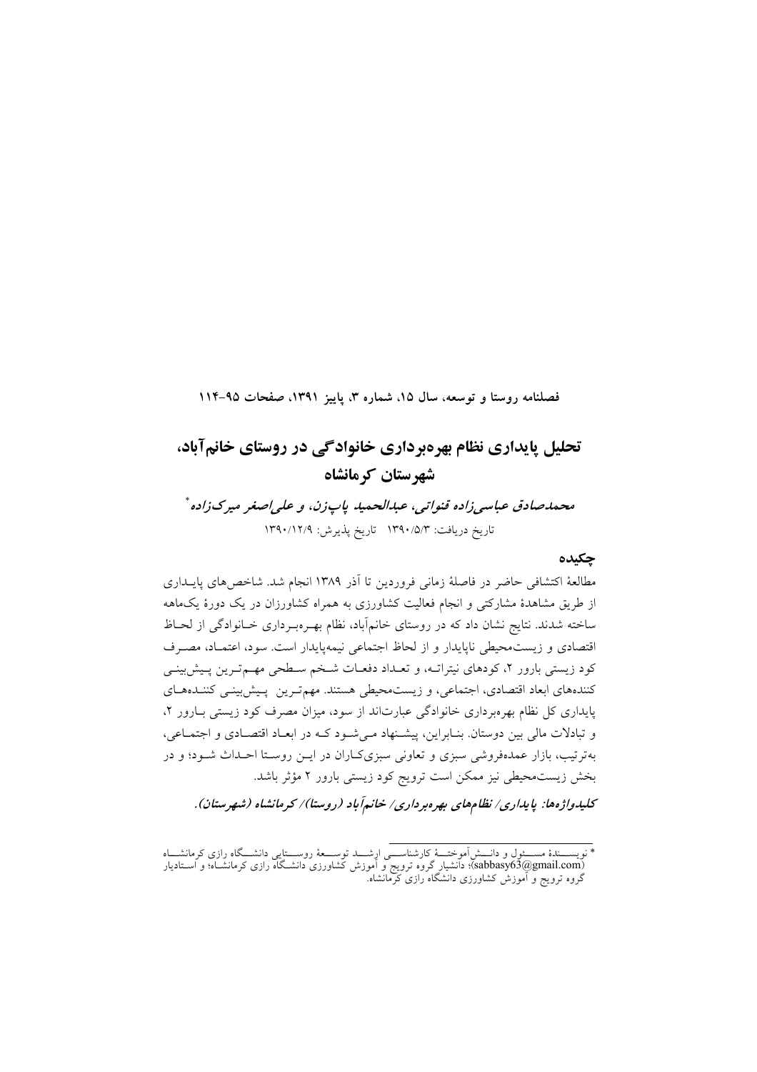# تحلیل پایداری نظام بهره‌برداری خانوادگی در روستای خانم‌آباد، شهرستان کرمانشاه

***محمدصادق عباسی‌زاده قنواتی، عبدالحمید پاپ‌زن، و علی‌اصغر میرک‌زاده*** *

تاریخ دریافت: ۱۳۹۰/۵/۳ تاریخ پذیرش: ۱۳۹۰/۱۲/۹

## چکیده

مطالعهٔ اکتشافی حاضر در فاصلهٔ زمانی فروردین تا آذر ۱۳۸۹ انجام شد. شاخص‌های پایداری از طریق مشاهدهٔ مشارکتی و انجام فعالیت کشاورزی به همراه کشاورزان در یک دورهٔ یک‌ماهه ساخته شدند. نتایج نشان داد که در روستای خانم‌آباد، نظام بهره‌برداری خانوادگی از لحاظ اقتصادی و زیست‌محیطی ناپایدار و از لحاظ اجتماعی نیمه‌پایدار است. سود، اعتماد، مصرف کود زیستی بارور ۲، کودهای نیتراته، و تعداد دفعات شخم سطحی مهم‌ترین پیش‌بینی کننده‌های ابعاد اقتصادی، اجتماعی، و زیست‌محیطی هستند. مهم‌ترین پیش‌بینی کننده‌های پایداری کل نظام بهره‌برداری خانوادگی عبارت‌اند از سود، میزان مصرف کود زیستی بارور ۲، و تبادلات مالی بین دوستان. بنابراین، پیشنهاد می‌شود که در ابعاد اقتصادی و اجتماعی، به‌ترتیب، بازار عمده‌فروشی سبزی و تعاونی سبزی‌کاران در این روستا احداث شود؛ و در بخش زیست‌محیطی نیز ممکن است ترویج کود زیستی بارور ۲ مؤثر باشد.

***کلیدواژه‌ها: پایداری/ نظام‌های بهره‌برداری/ خانم‌آباد (روستا)/ کرمانشاه (شهرستان).***

---

* نویسندهٔ مسئول و دانش‌آموختهٔ کارشناسی ارشد توسعهٔ روستایی دانشگاه رازی کرمانشاه (sabbasy63@gmail.com)؛ دانشیار گروه ترویج و آموزش کشاورزی دانشگاه رازی کرمانشاه؛ و استادیار گروه ترویج و آموزش کشاورزی دانشگاه رازی کرمانشاه.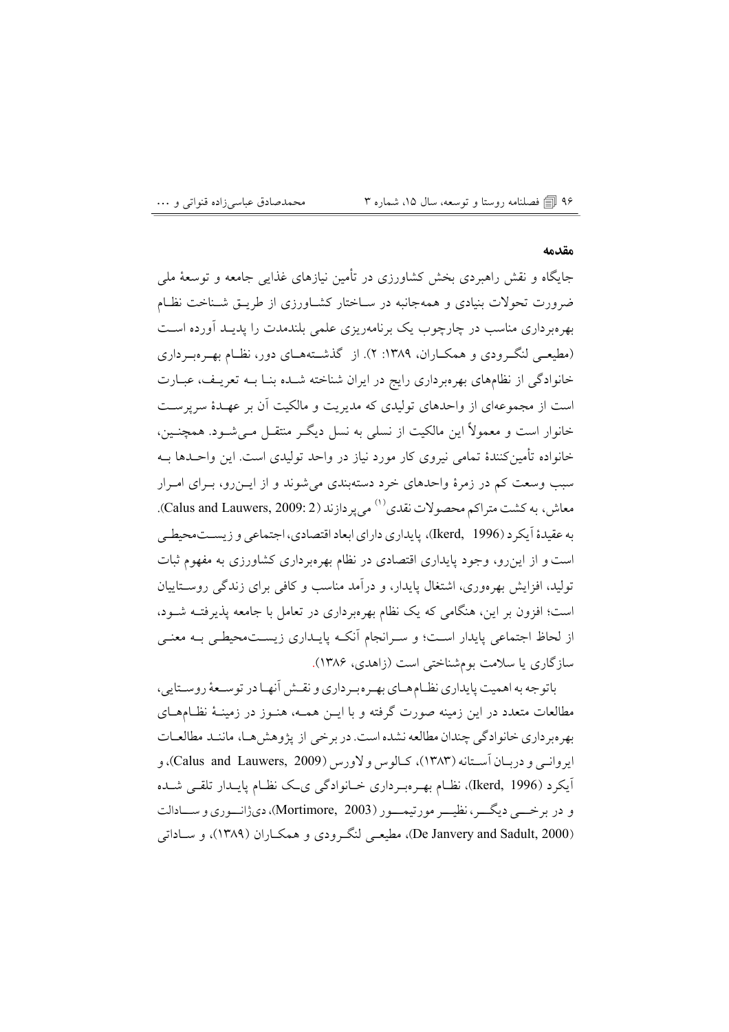## مقدمه

جایگاه و نقش راهبردی بخش کشاورزی در تأمین نیازهای غذایی جامعه و توسعهٔ ملی ضرورت تحولات بنیادی و همه‌جانبه در ساختار کشاورزی از طریق شناخت نظام بهره‌برداری مناسب در چارچوب یک برنامه‌ریزی علمی بلندمدت را پدید آورده است (مطیعی لنگرودی و همکاران، ۱۳۸۹: ۲). از گذشته‌های دور، نظام بهره‌برداری خانوادگی از نظام‌های بهره‌برداری رایج در ایران شناخته شده بنا به تعریف، عبارت است از مجموعه‌ای از واحدهای تولیدی که مدیریت و مالکیت آن بر عهدهٔ سرپرست خانوار است و معمولاً این مالکیت از نسلی به نسل دیگر منتقل می‌شود. همچنین، خانواده تأمین‌کنندهٔ تمامی نیروی کار مورد نیاز در واحد تولیدی است. این واحدها به سبب وسعت کم در زمرهٔ واحدهای خرد دسته‌بندی می‌شوند و از این‌رو، برای امرار معاش، به کشت متراکم محصولات نقدی[1] می‌پردازند (Calus and Lauwers, 2009: 2). به عقیدهٔ آیکرد (Ikerd, 1996)، پایداری دارای ابعاد اقتصادی، اجتماعی و زیست‌محیطی است و از این‌رو، وجود پایداری اقتصادی در نظام بهره‌برداری کشاورزی به مفهوم ثبات تولید، افزایش بهره‌وری، اشتغال پایدار، و درآمد مناسب و کافی برای زندگی روستاییان است؛ افزون بر این، هنگامی که یک نظام بهره‌برداری در تعامل با جامعه پذیرفته شود، از لحاظ اجتماعی پایدار است؛ و سرانجام آنکه پایداری زیست‌محیطی به معنی سازگاری یا سلامت بوم‌شناختی است (زاهدی، ۱۳۸۶).

باتوجه به اهمیت پایداری نظام‌های بهره‌برداری و نقش آنها در توسعهٔ روستایی، مطالعات متعدد در این زمینه صورت گرفته و با این همه، هنوز در زمینهٔ نظام‌های بهره‌برداری خانوادگی چندان مطالعه نشده است. در برخی از پژوهش‌ها، مانند مطالعات ایروانی و دربان آستانه (۱۳۸۳)، کالوس و لاورس (Calus and Lauwers, 2009)، و آیکرد (Ikerd, 1996)، نظام بهره‌برداری خانوادگی یک نظام پایدار تلقی شده و در برخی دیگر، نظیر مورتیمور (Mortimore, 2003)، دی‌ژانوری و سادالت (De Janvery and Sadult, 2000)، مطیعی لنگرودی و همکاران (۱۳۸۹)، و ساداتی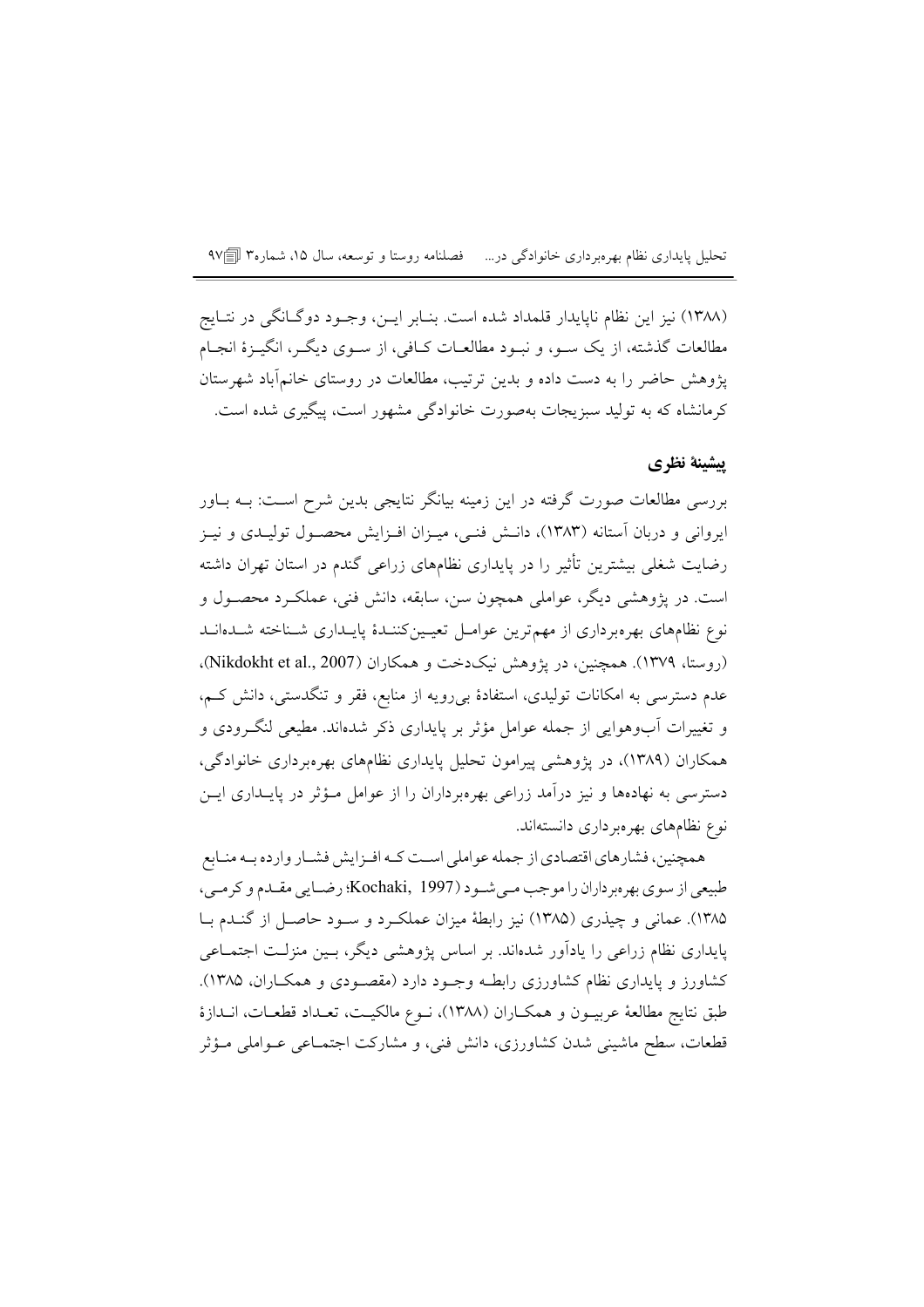(۱۳۸۸) نیز این نظام ناپایدار قلمداد شده است. بنابر این، وجود دوگانگی در نتایج مطالعات گذشته، از یک سو، و نبود مطالعات کافی، از سوی دیگر، انگیزهٔ انجام پژوهش حاضر را به دست داده و بدین ترتیب، مطالعات در روستای خانم‌آباد شهرستان کرمانشاه که به تولید سبزیجات به‌صورت خانوادگی مشهور است، پیگیری شده است.

## پیشینهٔ نظری

بررسی مطالعات صورت گرفته در این زمینه بیانگر نتایجی بدین شرح است: به باور ایروانی و دربان آستانه (۱۳۸۳)، دانش فنی، میزان افزایش محصول تولیدی و نیز رضایت شغلی بیشترین تأثیر را در پایداری نظام‌های زراعی گندم در استان تهران داشته است. در پژوهشی دیگر، عواملی همچون سن، سابقه، دانش فنی، عملکرد محصول و نوع نظام‌های بهره‌برداری از مهم‌ترین عوامل تعیین‌کنندهٔ پایداری شناخته شده‌اند (روستا، ۱۳۷۹). همچنین، در پژوهش نیک‌دخت و همکاران (Nikdokht et al., 2007)، عدم دسترسی به امکانات تولیدی، استفادهٔ بی‌رویه از منابع، فقر و تنگدستی، دانش کم، و تغییرات آب‌وهوایی از جمله عوامل مؤثر بر پایداری ذکر شده‌اند. مطیعی لنگرودی و همکاران (۱۳۸۹)، در پژوهشی پیرامون تحلیل پایداری نظام‌های بهره‌برداری خانوادگی، دسترسی به نهاده‌ها و نیز درآمد زراعی بهره‌برداران را از عوامل مؤثر در پایداری این نوع نظام‌های بهره‌برداری دانسته‌اند.

همچنین، فشارهای اقتصادی از جمله عواملی است که افزایش فشار وارده به منابع طبیعی از سوی بهره‌برداران را موجب می‌شود (Kochaki, 1997؛ رضایی مقدم و کرمی، ۱۳۸۵). عمانی و چیذری (۱۳۸۵) نیز رابطهٔ میزان عملکرد و سود حاصل از گندم با پایداری نظام زراعی را یادآور شده‌اند. بر اساس پژوهشی دیگر، بین منزلت اجتماعی کشاورز و پایداری نظام کشاورزی رابطه وجود دارد (مقصودی و همکاران، ۱۳۸۵). طبق نتایج مطالعهٔ عربیون و همکاران (۱۳۸۸)، نوع مالکیت، تعداد قطعات، اندازهٔ قطعات، سطح ماشینی شدن کشاورزی، دانش فنی، و مشارکت اجتماعی عواملی مؤثر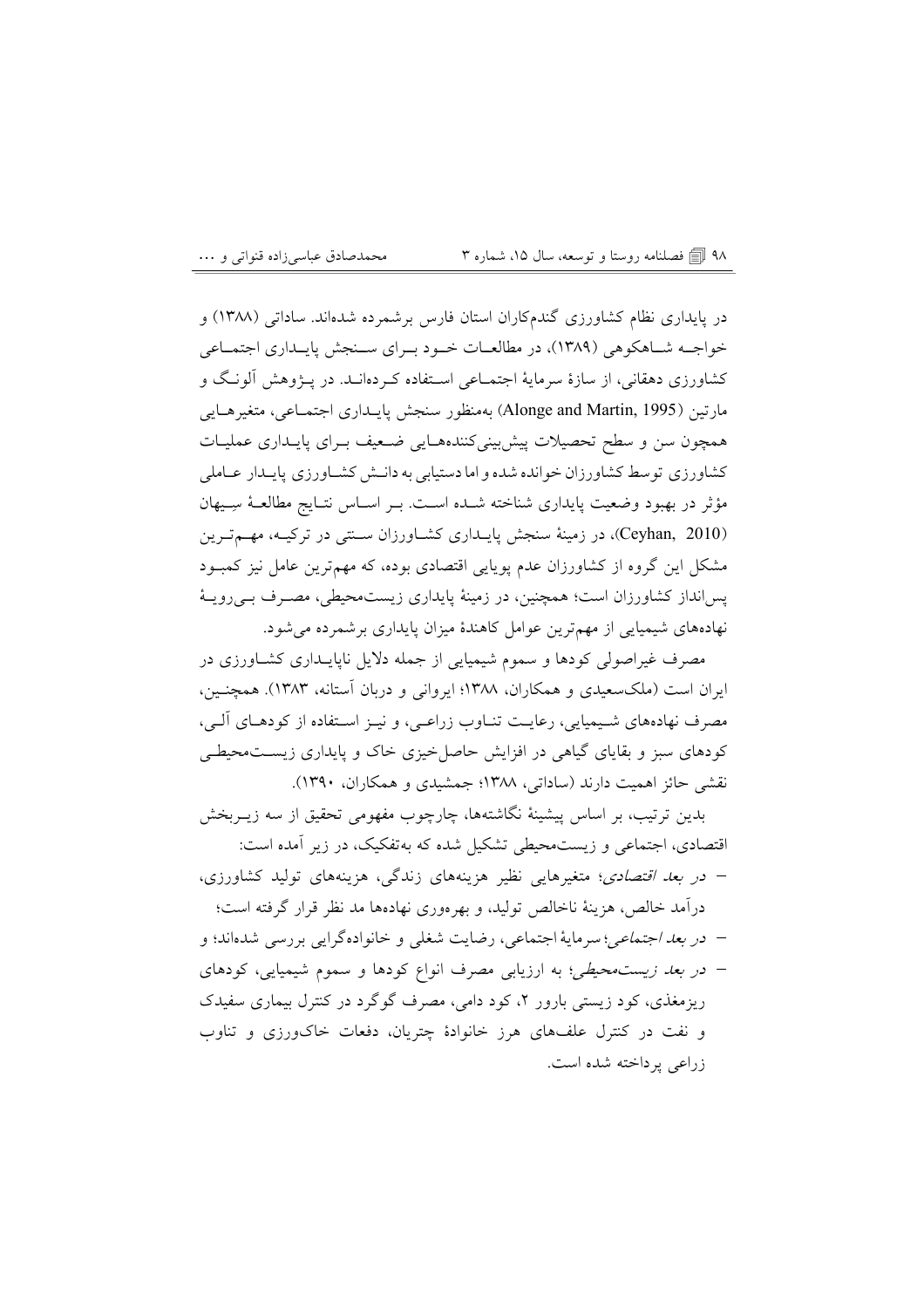در پایداری نظام کشاورزی گندم‌کاران استان فارس برشمرده شده‌اند. ساداتی (۱۳۸۸) و خواجه شاهکوهی (۱۳۸۹)، در مطالعات خود برای سنجش پایداری اجتماعی کشاورزی دهقانی، از سازهٔ سرمایهٔ اجتماعی استفاده کرده‌اند. در پژوهش آلونگ و مارتین (Alonge and Martin, 1995) به‌منظور سنجش پایداری اجتماعی، متغیرهایی همچون سن و سطح تحصیلات پیش‌بینی‌کننده‌هایی ضعیف برای پایداری عملیات کشاورزی توسط کشاورزان خوانده شده و اما دستیابی به دانش کشاورزی پایدار عاملی مؤثر در بهبود وضعیت پایداری شناخته شده است. بر اساس نتایج مطالعهٔ سِیهان (Ceyhan, 2010)، در زمینهٔ سنجش پایداری کشاورزان سنتی در ترکیه، مهم‌ترین مشکل این گروه از کشاورزان عدم پویایی اقتصادی بوده، که مهم‌ترین عامل نیز کمبود پس‌انداز کشاورزان است؛ همچنین، در زمینهٔ پایداری زیست‌محیطی، مصرف بی‌رویهٔ نهاده‌های شیمیایی از مهم‌ترین عوامل کاهندهٔ میزان پایداری برشمرده می‌شود.

مصرف غیراصولی کودها و سموم شیمیایی از جمله دلایل ناپایداری کشاورزی در ایران است (ملک‌سعیدی و همکاران، ۱۳۸۸؛ ایروانی و دربان آستانه، ۱۳۸۳). همچنین، مصرف نهاده‌های شیمیایی، رعایت تناوب زراعی، و نیز استفاده از کودهای آلی، کودهای سبز و بقایای گیاهی در افزایش حاصلخیزی خاک و پایداری زیست‌محیطی نقشی حائز اهمیت دارند (ساداتی، ۱۳۸۸؛ جمشیدی و همکاران، ۱۳۹۰).

بدین ترتیب، بر اساس پیشینهٔ نگاشته‌ها، چارچوب مفهومی تحقیق از سه زیربخش اقتصادی، اجتماعی و زیست‌محیطی تشکیل شده که به‌تفکیک، در زیر آمده است:

- در *بعد اقتصادی*؛ متغیرهایی نظیر هزینه‌های زندگی، هزینه‌های تولید کشاورزی، درآمد خالص، هزینهٔ ناخالص تولید، و بهره‌وری نهاده‌ها مد نظر قرار گرفته است؛
- در *بعد اجتماعی*؛ سرمایهٔ اجتماعی، رضایت شغلی و خانواده‌گرایی بررسی شده‌اند؛ و
- در *بعد زیست‌محیطی*؛ به ارزیابی مصرف انواع کودها و سموم شیمیایی، کودهای ریزمغذی، کود زیستی بارور ۲، کود دامی، مصرف گوگرد در کنترل بیماری سفیدک و نفت در کنترل علف‌های هرز خانوادهٔ چتریان، دفعات خاک‌ورزی و تناوب زراعی پرداخته شده است.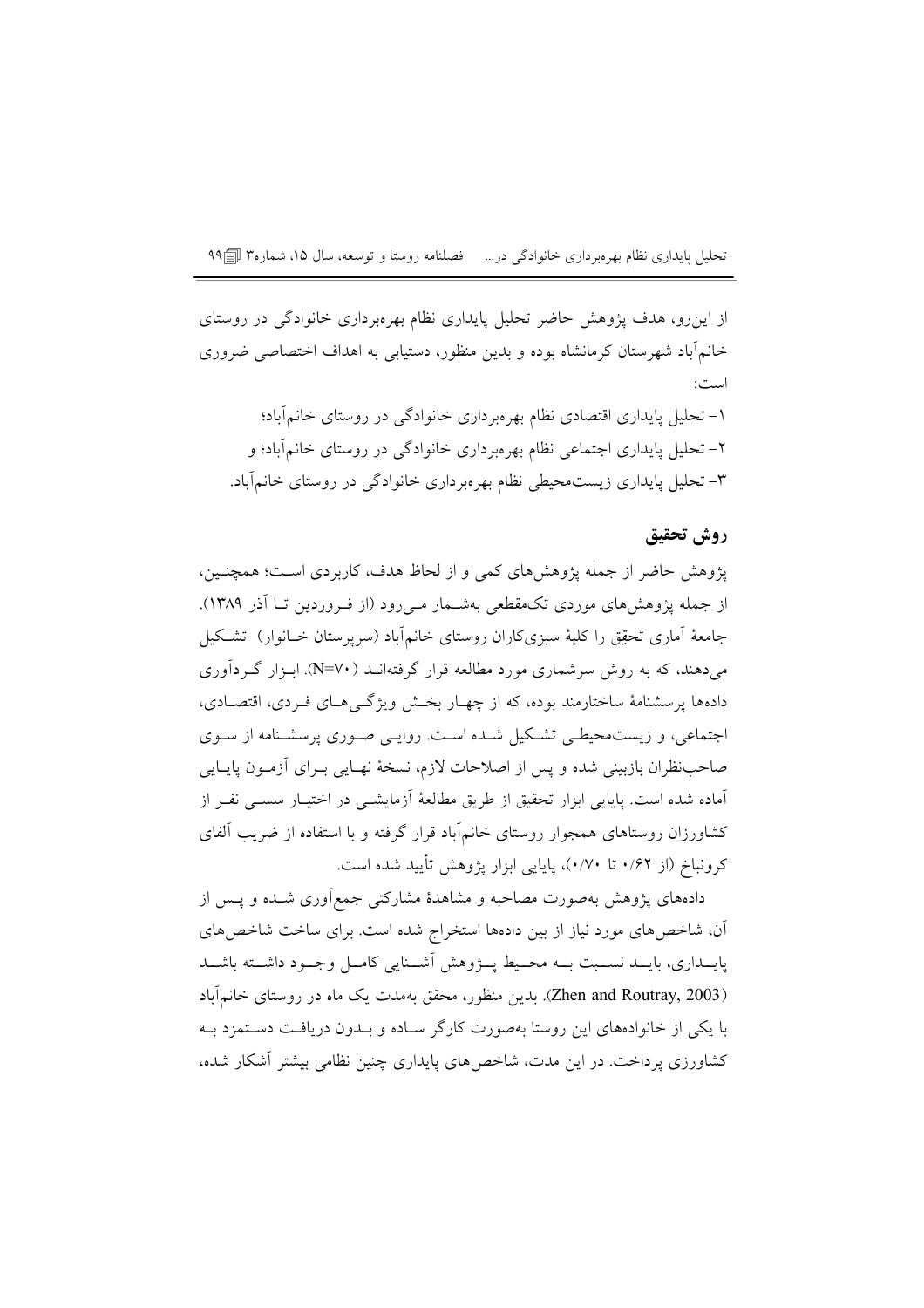از این‌رو، هدف پژوهش حاضر تحلیل پایداری نظام بهره‌برداری خانوادگی در روستای خانم‌آباد شهرستان کرمانشاه بوده و بدین منظور، دستیابی به اهداف اختصاصی ضروری است:

۱- تحلیل پایداری اقتصادی نظام بهره‌برداری خانوادگی در روستای خانم‌آباد؛

۲- تحلیل پایداری اجتماعی نظام بهره‌برداری خانوادگی در روستای خانم‌آباد؛ و

۳- تحلیل پایداری زیست‌محیطی نظام بهره‌برداری خانوادگی در روستای خانم‌آباد.

## روش تحقیق

پژوهش حاضر از جمله پژوهش‌های کمی و از لحاظ هدف، کاربردی است؛ همچنین، از جمله پژوهش‌های موردی تک‌مقطعی به‌شمار می‌رود (از فروردین تا آذر ۱۳۸۹). جامعهٔ آماری تحقیق را کلیهٔ سبزی‌کاران روستای خانم‌آباد (سرپرستان خانوار) تشکیل می‌دهند، که به روش سرشماری مورد مطالعه قرار گرفته‌اند (N=۷۰). ابزار گردآوری داده‌ها پرسشنامهٔ ساختارمند بوده، که از چهار بخش ویژگی‌های فردی، اقتصادی، اجتماعی، و زیست‌محیطی تشکیل شده است. روایی صوری پرسشنامه از سوی صاحب‌نظران بازبینی شده و پس از اصلاحات لازم، نسخهٔ نهایی برای آزمون پایایی آماده شده است. پایایی ابزار تحقیق از طریق مطالعهٔ آزمایشی در اختیار سی نفر از کشاورزان روستاهای همجوار روستای خانم‌آباد قرار گرفته و با استفاده از ضریب آلفای کرونباخ (از ۰/۶۲ تا ۰/۷۰)، پایایی ابزار پژوهش تأیید شده است.

داده‌های پژوهش به‌صورت مصاحبه و مشاهدهٔ مشارکتی جمع‌آوری شده و پس از آن، شاخص‌های مورد نیاز از بین داده‌ها استخراج شده است. برای ساخت شاخص‌های پایداری، باید نسبت به محیط پژوهش آشنایی کامل وجود داشته باشد (Zhen and Routray, 2003). بدین منظور، محقق به‌مدت یک ماه در روستای خانم‌آباد با یکی از خانواده‌های این روستا به‌صورت کارگر ساده و بدون دریافت دستمزد به کشاورزی پرداخت. در این مدت، شاخص‌های پایداری چنین نظامی بیشتر آشکار شده،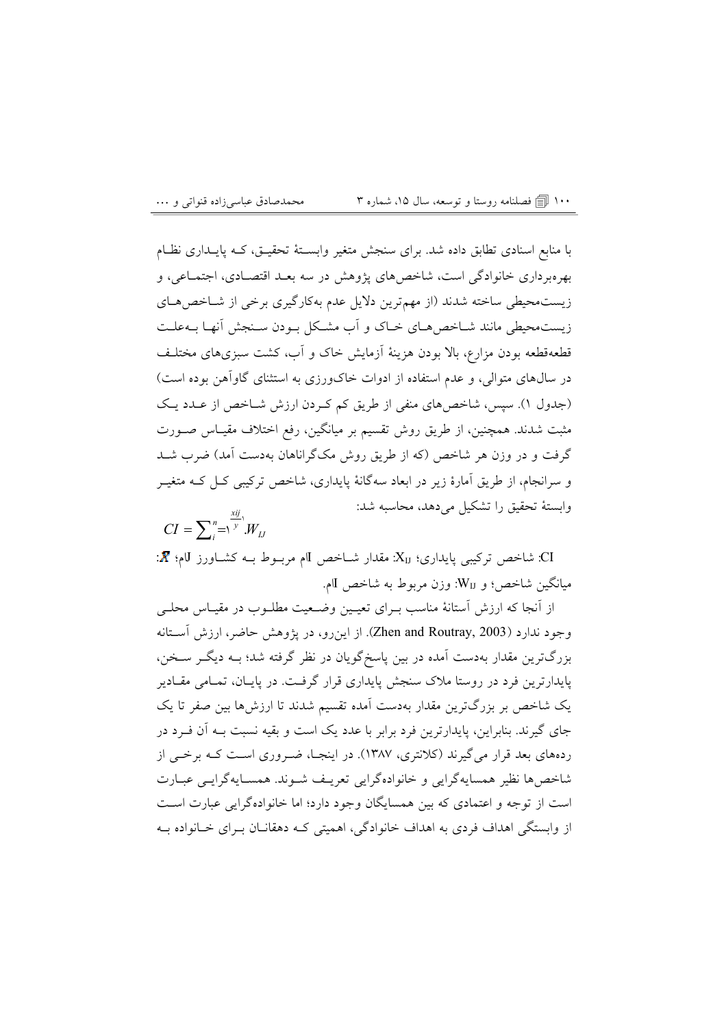با منابع اسنادی تطابق داده شد. برای سنجش متغیر وابستهٔ تحقیق، که پایداری نظام بهره‌برداری خانوادگی است، شاخص‌های پژوهش در سه بعد اقتصادی، اجتماعی، و زیست‌محیطی ساخته شدند (از مهم‌ترین دلایل عدم به‌کارگیری برخی از شاخص‌های زیست‌محیطی مانند شاخص‌های خاک و آب مشکل بودن سنجش آنها به‌علت قطعه‌قطعه بودن مزارع، بالا بودن هزینهٔ آزمایش خاک و آب، کشت سبزی‌های مختلف در سال‌های متوالی، و عدم استفاده از ادوات خاک‌ورزی به استثنای گاوآهن بوده است) (جدول ۱). سپس، شاخص‌های منفی از طریق کم کردن ارزش شاخص از عدد یک مثبت شدند. همچنین، از طریق روش تقسیم بر میانگین، رفع اختلاف مقیاس صورت گرفت و در وزن هر شاخص (که از طریق روش مک‌گراناهان به‌دست آمد) ضرب شد و سرانجام، از طریق آمارهٔ زیر در ابعاد سه‌گانهٔ پایداری، شاخص ترکیبی کل که متغیر وابستهٔ تحقیق را تشکیل می‌دهد، محاسبه شد:

$$CI = \sum_{i=1}^{n} \frac{x_{ij}}{\bar{x}} . W_{IJ}$$

CI: شاخص ترکیبی پایداری؛ $X_{IJ}$: مقدار شاخص Iام مربوط به کشاورز Jام؛ $\bar{X}$: میانگین شاخص؛ و $W_{IJ}$: وزن مربوط به شاخص Iام.

از آنجا که ارزش آستانهٔ مناسب برای تعیین وضعیت مطلوب در مقیاس محلی وجود ندارد (Zhen and Routray, 2003). از این‌رو، در پژوهش حاضر، ارزش آستانه بزرگ‌ترین مقدار به‌دست آمده در بین پاسخ‌گویان در نظر گرفته شد؛ به دیگر سخن، پایدارترین فرد در روستا ملاک سنجش پایداری قرار گرفت. در پایان، تمامی مقادیر یک شاخص بر بزرگ‌ترین مقدار به‌دست آمده تقسیم شدند تا ارزش‌ها بین صفر تا یک جای گیرند. بنابراین، پایدارترین فرد برابر با عدد یک است و بقیه نسبت به آن فرد در رده‌های بعد قرار می‌گیرند (کلانتری، ۱۳۸۷). در اینجا، ضروری است که برخی از شاخص‌ها نظیر همسایه‌گرایی و خانواده‌گرایی تعریف شوند. همسایه‌گرایی عبارت است از توجه و اعتمادی که بین همسایگان وجود دارد؛ اما خانواده‌گرایی عبارت است از وابستگی اهداف فردی به اهداف خانوادگی، اهمیتی که دهقانان برای خانواده به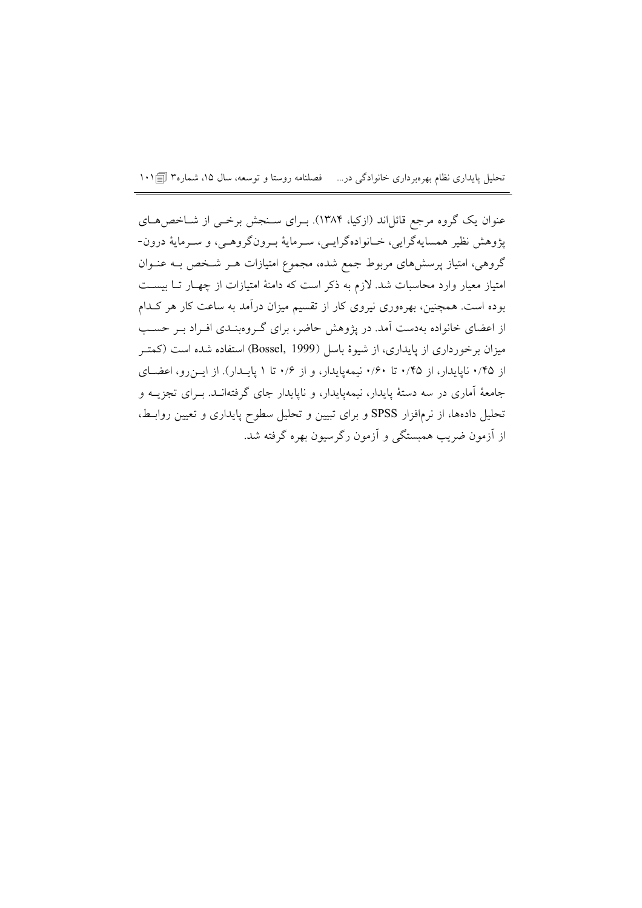عنوان یک گروه مرجع قائل‌اند (ازکیا، ۱۳۸۴). برای سنجش برخی از شاخص‌های پژوهش نظیر همسایه‌گرایی، خانواده‌گرایی، سرمایهٔ برون‌گروهی، و سرمایهٔ درون‌گروهی، امتیاز پرسش‌های مربوط جمع شده، مجموع امتیازات هر شخص به عنوان امتیاز معیار وارد محاسبات شد. لازم به ذکر است که دامنهٔ امتیازات از چهار تا بیست بوده است. همچنین، بهره‌وری نیروی کار از تقسیم میزان درآمد به ساعت کار هر کدام از اعضای خانواده به‌دست آمد. در پژوهش حاضر، برای گروه‌بندی افراد بر حسب میزان برخورداری از پایداری، از شیوهٔ باسل (Bossel, 1999) استفاده شده است (کمتر از ۰/۴۵ ناپایدار، از ۰/۴۵ تا ۰/۶۰ نیمه‌پایدار، و از ۰/۶ تا ۱ پایدار). از این‌رو، اعضای جامعهٔ آماری در سه دستهٔ پایدار، نیمه‌پایدار، و ناپایدار جای گرفته‌اند. برای تجزیه و تحلیل داده‌ها، از نرم‌افزار SPSS و برای تبیین و تحلیل سطوح پایداری و تعیین روابط، از آزمون ضریب همبستگی و آزمون رگرسیون بهره گرفته شد.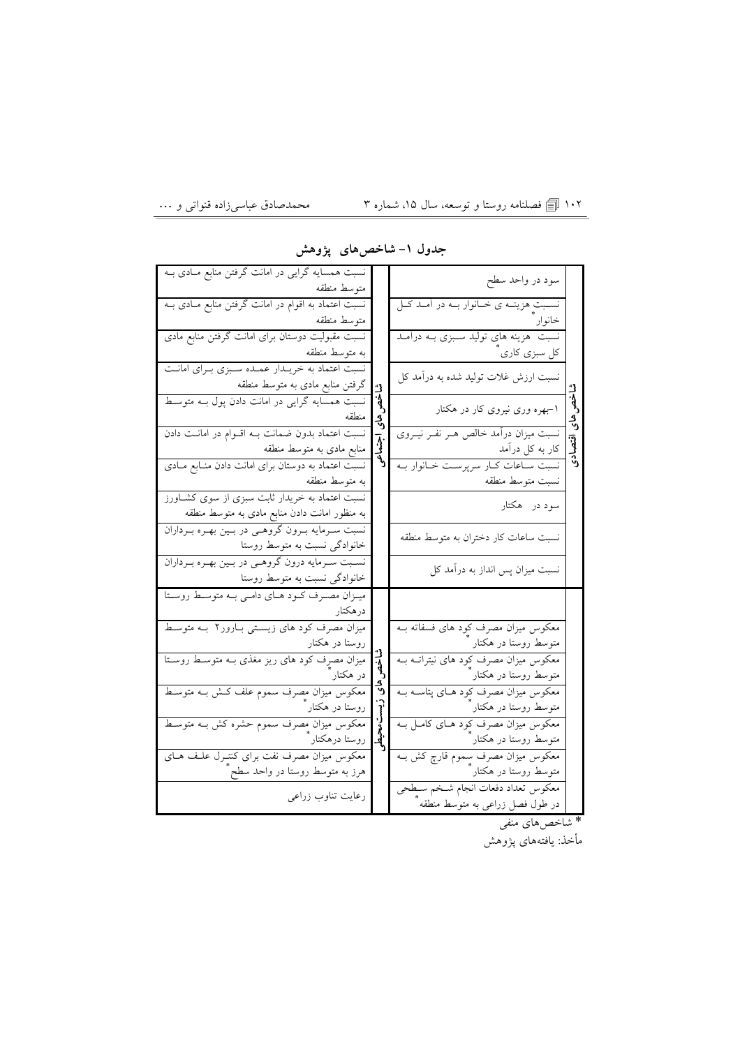**جدول ۱- شاخص‌های پژوهش**

| شاخص‌ها | شاخص | شاخص‌ها | شاخص |
| --- | --- | --- | --- |
| شاخص‌های اقتصادی | سود در واحد سطح | شاخص‌های اجتماعی | نسبت همسایه گرایی در امانت گرفتن منابع مادی به متوسط منطقه |
| | نسبت هزینه ی خانوار به درآمد کل خانوار* | | نسبت اعتماد به اقوام در امانت گرفتن منابع مادی به متوسط منطقه |
| | نسبت هزینه های تولید سبزی به درآمد کل سبزی کاری* | | نسبت مقبولیت دوستان برای امانت گرفتن منابع مادی به متوسط منطقه |
| | نسبت ارزش غلات تولید شده به درآمد کل | | نسبت اعتماد به خریدار عمده سبزی برای امانت گرفتن منابع مادی به متوسط منطقه |
| | ۱-بهره وری نیروی کار در هکتار | | نسبت همسایه گرایی در امانت دادن پول به متوسط منطقه |
| | نسبت میزان درآمد خالص هر نفر نیروی کار به کل درآمد | | نسبت اعتماد بدون ضمانت به اقوام در امانت دادن منابع مادی به متوسط منطقه |
| | نسبت ساعات کار سرپرست خانوار به نسبت متوسط منطقه | | نسبت اعتماد به دوستان برای امانت دادن منابع مادی به متوسط منطقه |
| | سود در هکتار | | نسبت اعتماد به خریدار ثابت سبزی از سوی کشاورز به منظور امانت دادن منابع مادی به متوسط منطقه |
| | نسبت ساعات کار دختران به متوسط منطقه | | نسبت سرمایه برون گروهی در بین بهره برداران خانوادگی نسبت به متوسط روستا |
| | نسبت میزان پس انداز به درآمد کل | | نسبت سرمایه درون گروهی در بین بهره برداران خانوادگی نسبت به متوسط روستا |
| شاخص‌های زیست‌محیطی | | شاخص‌های زیست‌محیطی | میزان مصرف کود های دامی به متوسط روستا درهکتار |
| | معکوس میزان مصرف کود های فسفاته به متوسط روستا در هکتار* | | میزان مصرف کود های زیستی بارورر۲ به متوسط روستا در هکتار |
| | معکوس میزان مصرف کود های نیتراته به متوسط روستا در هکتار* | | میزان مصرف کود های ریز مغذی به متوسط روستا در هکتار* |
| | معکوس میزان مصرف کود های پتاسه به متوسط روستا در هکتار* | | معکوس میزان مصرف سموم علف کش به متوسط روستا در هکتار* |
| | معکوس میزان مصرف کود های کامل به متوسط روستا در هکتار* | | معکوس میزان مصرف سموم حشره کش به متوسط روستا درهکتار* |
| | معکوس میزان مصرف سموم قارچ کش به متوسط روستا در هکتار* | | معکوس میزان مصرف نفت برای کنترل علف های هرز به متوسط روستا در واحد سطح* |
| | معکوس تعداد دفعات انجام شخم سطحی در طول فصل زراعی به متوسط منطقه* | | رعایت تناوب زراعی |

* شاخص‌های منفی

مأخذ: یافته‌های پژوهش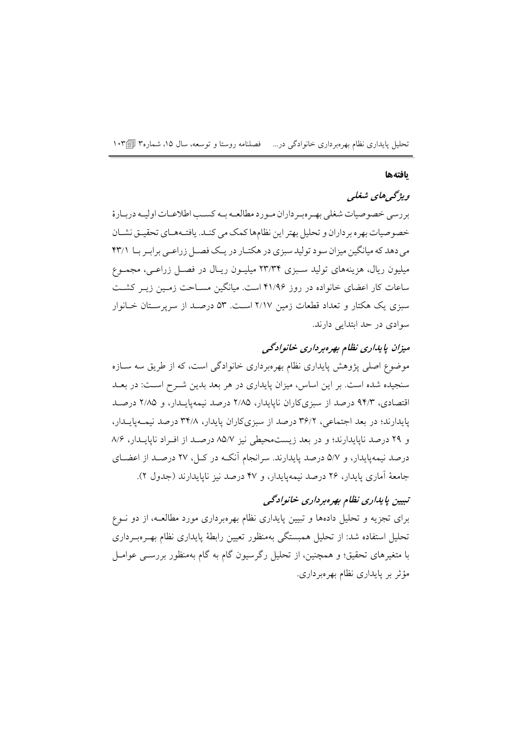## یافته‌ها

### *ویژگی‌های شغلی*

بررسی خصوصیات شغلی بهره‌برداران مورد مطالعه به کسب اطلاعات اولیه دربارهٔ خصوصیات بهره برداران و تحلیل بهتر این نظام‌ها کمک می کند. یافته‌های تحقیق نشان می دهد که میانگین میزان سود تولید سبزی در هکتار در یک فصل زراعی برابر با ۴۳/۱ میلیون ریال، هزینه‌های تولید سبزی ۲۳/۳۴ میلیون ریال در فصل زراعی، مجموع ساعات کار اعضای خانواده در روز ۴۱/۹۶ است. میانگین مساحت زمین زیر کشت سبزی یک هکتار و تعداد قطعات زمین ۲/۱۷ است. ۵۳ درصد از سرپرستان خانوار سوادی در حد ابتدایی دارند.

### *میزان پایداری نظام بهره‌برداری خانوادگی*

موضوع اصلی پژوهش پایداری نظام بهره‌برداری خانوادگی است، که از طریق سه سازه سنجیده شده است. بر این اساس، میزان پایداری در هر بعد بدین شرح است: در بعد اقتصادی، ۹۴/۳ درصد از سبزی‌کاران ناپایدار، ۲/۸۵ درصد نیمه‌پایدار، و ۲/۸۵ درصد پایدارند؛ در بعد اجتماعی، ۳۶/۲ درصد از سبزی‌کاران پایدار، ۳۴/۸ درصد نیمه‌پایدار، و ۲۹ درصد ناپایدارند؛ و در بعد زیست‌محیطی نیز ۸۵/۷ درصد از افراد ناپایدار، ۸/۶ درصد نیمه‌پایدار، و ۵/۷ درصد پایدارند. سرانجام آنکه در کل، ۲۷ درصد از اعضای جامعهٔ آماری پایدار، ۲۶ درصد نیمه‌پایدار، و ۴۷ درصد نیز ناپایدارند (جدول ۲).

### *تبیین پایداری نظام بهره‌برداری خانوادگی*

برای تجزیه و تحلیل داده‌ها و تبیین پایداری نظام بهره‌برداری مورد مطالعه، از دو نوع تحلیل استفاده شد: از تحلیل همبستگی به‌منظور تعیین رابطهٔ پایداری نظام بهره‌برداری با متغیرهای تحقیق؛ و همچنین، از تحلیل رگرسیون گام به گام به‌منظور بررسی عوامل مؤثر بر پایداری نظام بهره‌برداری.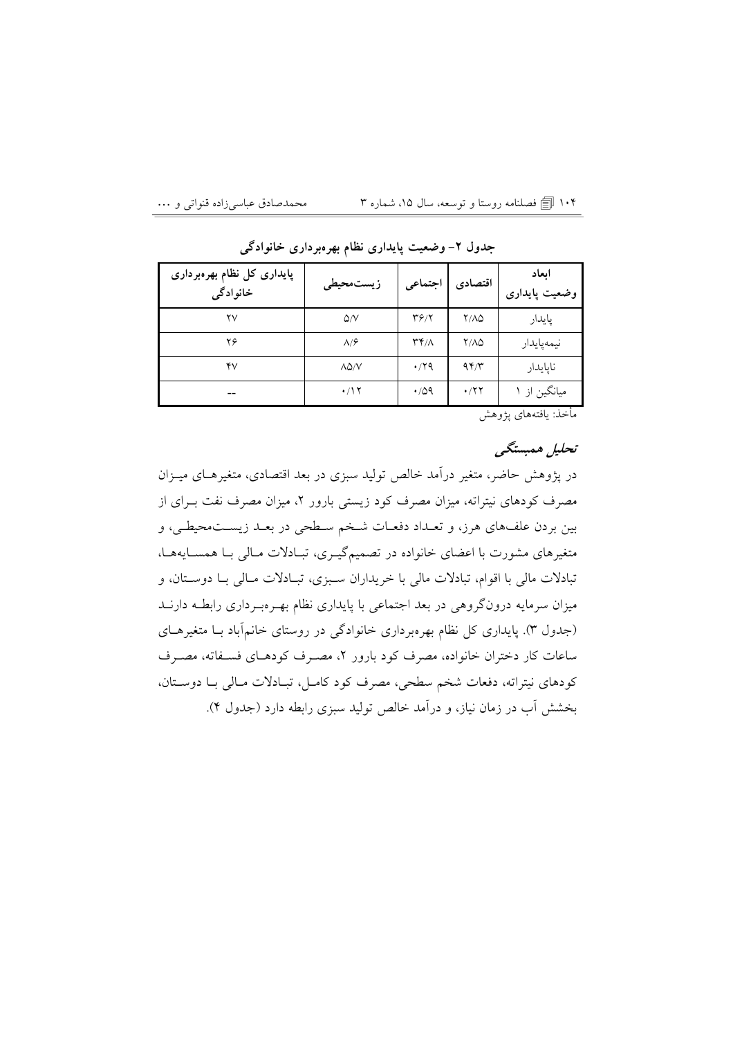**جدول ۲- وضعیت پایداری نظام بهره‌برداری خانوادگی**

| ابعاد وضعیت پایداری | اقتصادی | اجتماعی | زیست‌محیطی | پایداری کل نظام بهره‌برداری خانوادگی |
|---|---|---|---|---|
| پایدار | ۲/۸۵ | ۳۶/۲ | ۵/۷ | ۲۷ |
| نیمه‌پایدار | ۲/۸۵ | ۳۴/۸ | ۸/۶ | ۲۶ |
| ناپایدار | ۹۴/۳ | ۰/۲۹ | ۸۵/۷ | ۴۷ |
| میانگین از ۱ | ۰/۲۲ | ۰/۵۹ | ۰/۱۲ | -- |

مأخذ: یافته‌های پژوهش

### *تحلیل همبستگی*

در پژوهش حاضر، متغیر درآمد خالص تولید سبزی در بعد اقتصادی، متغیرهای میزان مصرف کودهای نیتراته، میزان مصرف کود زیستی بارور ۲، میزان مصرف نفت برای از بین بردن علف‌های هرز، و تعداد دفعات شخم سطحی در بعد زیست‌محیطی، و متغیرهای مشورت با اعضای خانواده در تصمیم‌گیری، تبادلات مالی با همسایه‌ها، تبادلات مالی با اقوام، تبادلات مالی با خریداران سبزی، تبادلات مالی با دوستان، و میزان سرمایه درون‌گروهی در بعد اجتماعی با پایداری نظام بهره‌برداری رابطه دارند (جدول ۳). پایداری کل نظام بهره‌برداری خانوادگی در روستای خانم‌آباد با متغیرهای ساعات کار دختران خانواده، مصرف کود بارور ۲، مصرف کودهای فسفاته، مصرف کودهای نیتراته، دفعات شخم سطحی، مصرف کود کامل، تبادلات مالی با دوستان، بخشش آب در زمان نیاز، و درآمد خالص تولید سبزی رابطه دارد (جدول ۴).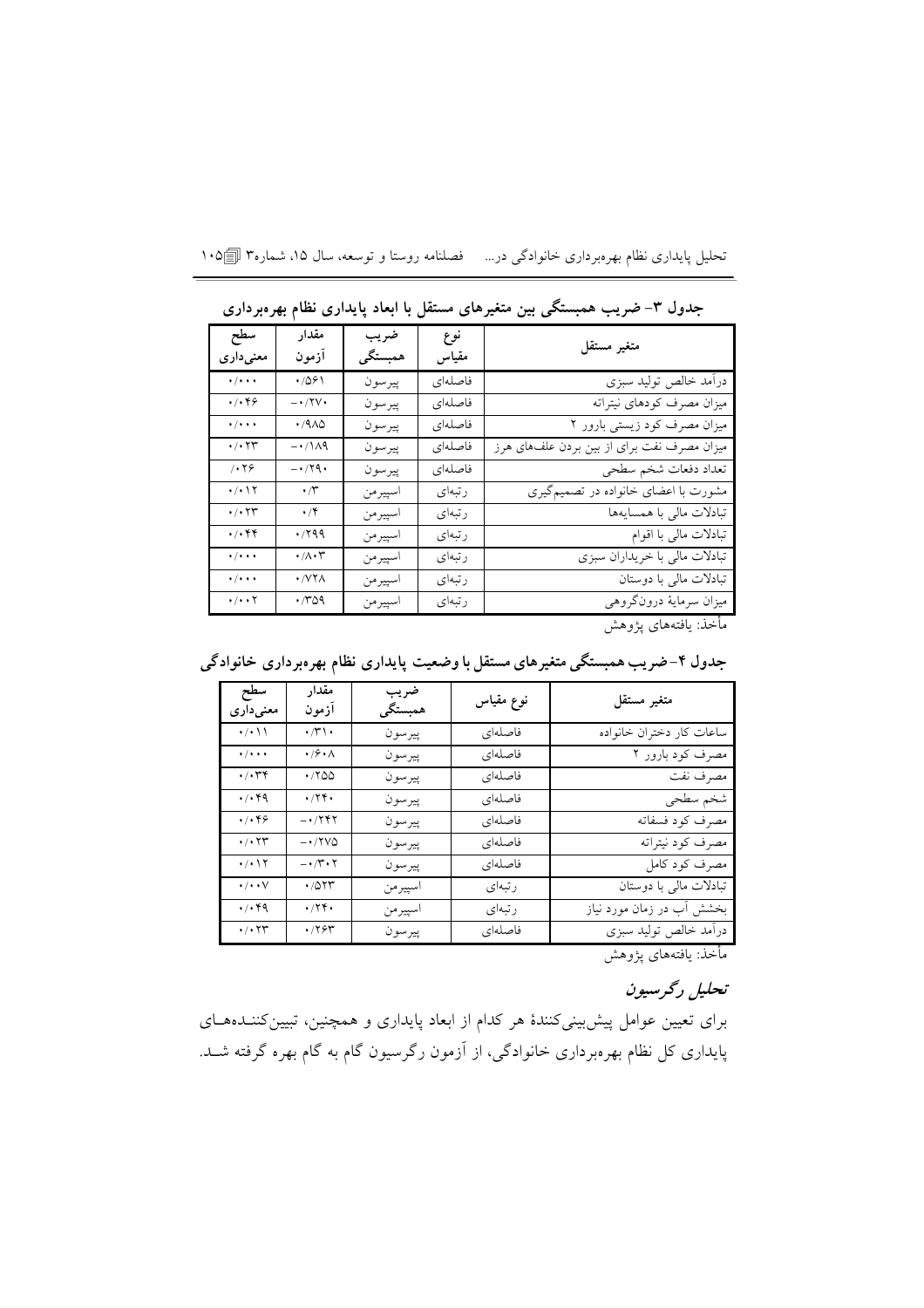**جدول ۳- ضریب همبستگی بین متغیرهای مستقل با ابعاد پایداری نظام بهره‌برداری**

| متغیر مستقل | نوع مقیاس | ضریب همبستگی | مقدار آزمون | سطح معنی‌داری |
|---|---|---|---|---|
| درآمد خالص تولید سبزی | فاصله‌ای | پیرسون | ۰/۵۶۱ | ۰/۰۰۰ |
| میزان مصرف کودهای نیتراته | فاصله‌ای | پیرسون | ۰/۲۷۰- | ۰/۰۴۶ |
| میزان مصرف کود زیستی بارور ۲ | فاصله‌ای | پیرسون | ۰/۹۸۵ | ۰/۰۰۰ |
| میزان مصرف نفت برای از بین بردن علف‌های هرز | فاصله‌ای | پیرسون | ۰/۱۸۹- | ۰/۰۲۳ |
| تعداد دفعات شخم سطحی | فاصله‌ای | پیرسون | ۰/۲۹۰- | ۰/۲۶ |
| مشورت با اعضای خانواده در تصمیم‌گیری | رتبه‌ای | اسپیرمن | ۰/۳ | ۰/۰۱۲ |
| تبادلات مالی با همسایه‌ها | رتبه‌ای | اسپیرمن | ۰/۴ | ۰/۰۲۳ |
| تبادلات مالی با اقوام | رتبه‌ای | اسپیرمن | ۰/۲۹۹ | ۰/۰۴۴ |
| تبادلات مالی با خریداران سبزی | رتبه‌ای | اسپیرمن | ۰/۸۰۳ | ۰/۰۰۰ |
| تبادلات مالی با دوستان | رتبه‌ای | اسپیرمن | ۰/۷۲۸ | ۰/۰۰۰ |
| میزان سرمایهٔ درون‌گروهی | رتبه‌ای | اسپیرمن | ۰/۳۵۹ | ۰/۰۰۲ |

مأخذ: یافته‌های پژوهش

**جدول ۴- ضریب همبستگی متغیرهای مستقل با وضعیت پایداری نظام بهره‌برداری خانوادگی**

| متغیر مستقل | نوع مقیاس | ضریب همبستگی | مقدار آزمون | سطح معنی‌داری |
|---|---|---|---|---|
| ساعات کار دختران خانواده | فاصله‌ای | پیرسون | ۰/۳۱۰ | ۰/۰۱۱ |
| مصرف کود بارور ۲ | فاصله‌ای | پیرسون | ۰/۶۰۸ | ۰/۰۰۰ |
| مصرف نفت | فاصله‌ای | پیرسون | ۰/۲۵۵ | ۰/۰۳۴ |
| شخم سطحی | فاصله‌ای | پیرسون | ۰/۲۴۰ | ۰/۰۴۹ |
| مصرف کود فسفاته | فاصله‌ای | پیرسون | ۰/۲۴۲- | ۰/۰۴۶ |
| مصرف کود نیتراته | فاصله‌ای | پیرسون | ۰/۲۷۵- | ۰/۰۲۳ |
| مصرف کود کامل | فاصله‌ای | پیرسون | ۰/۳۰۲- | ۰/۰۱۲ |
| تبادلات مالی با دوستان | رتبه‌ای | اسپیرمن | ۰/۵۲۳ | ۰/۰۰۷ |
| بخشش آب در زمان مورد نیاز | رتبه‌ای | اسپیرمن | ۰/۲۴۰ | ۰/۰۴۹ |
| درآمد خالص تولید سبزی | فاصله‌ای | پیرسون | ۰/۲۶۳ | ۰/۰۲۳ |

مأخذ: یافته‌های پژوهش

### *تحلیل رگرسیون*

برای تعیین عوامل پیش‌بینی‌کنندهٔ هر کدام از ابعاد پایداری و همچنین، تبیین‌کننده‌های پایداری کل نظام بهره‌برداری خانوادگی، از آزمون رگرسیون گام به گام بهره گرفته شد.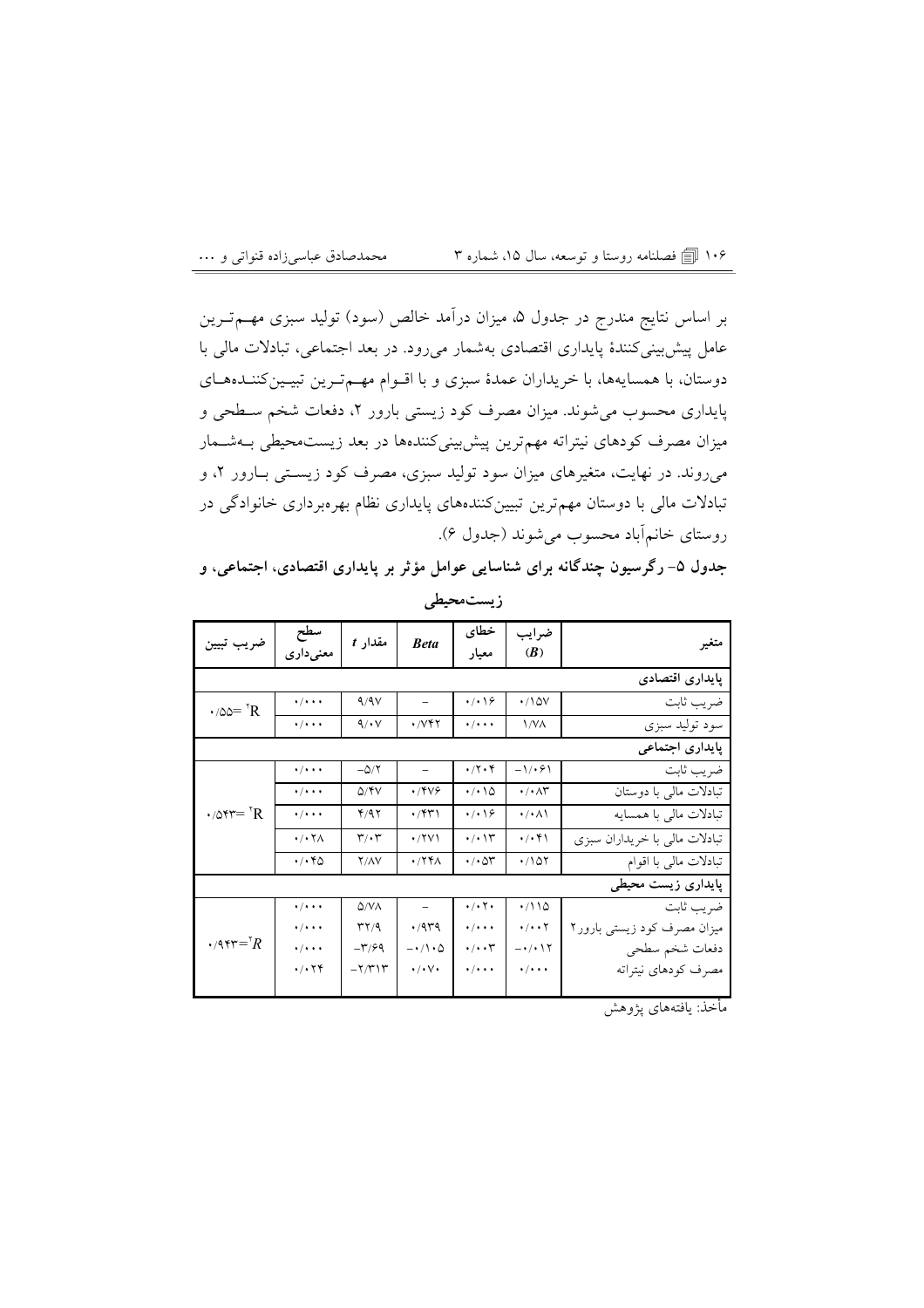بر اساس نتایج مندرج در جدول ۵، میزان درآمد خالص (سود) تولید سبزی مهم‌ترین عامل پیش‌بینی‌کنندهٔ پایداری اقتصادی به‌شمار می‌رود. در بعد اجتماعی، تبادلات مالی با دوستان، با همسایه‌ها، با خریداران عمدهٔ سبزی و با اقوام مهم‌ترین تبیین‌کننده‌های پایداری محسوب می‌شوند. میزان مصرف کود زیستی بارور ۲، دفعات شخم سطحی و میزان مصرف کودهای نیترات مهم‌ترین پیش‌بینی‌کننده‌ها در بعد زیست‌محیطی به‌شمار می‌روند. در نهایت، متغیرهای میزان سود تولید سبزی، مصرف کود زیستی بارور ۲، و تبادلات مالی با دوستان مهم‌ترین تبیین‌کننده‌های پایداری نظام بهره‌برداری خانوادگی در روستای خانم‌آباد محسوب می‌شوند (جدول ۶).

**جدول ۵- رگرسیون چندگانه برای شناسایی عوامل مؤثر بر پایداری اقتصادی، اجتماعی، و زیست‌محیطی**

| متغیر | ضرایب (*B*) | خطای معیار | *Beta* | مقدار *t* | سطح معنی‌داری | ضریب تبیین |
|---|---|---|---|---|---|---|
| **پایداری اقتصادی** | | | | | | |
| ضریب ثابت | ۰/۱۵۷ | ۰/۰۱۶ | – | ۹/۹۷ | ۰/۰۰۰ | $R^2$ =۰/۵۵ |
| سود تولید سبزی | ۱/۷۸ | ۰/۰۰۰ | ۰/۷۴۲ | ۹/۰۷ | ۰/۰۰۰ | |
| **پایداری اجتماعی** | | | | | | |
| ضریب ثابت | -۱/۰۶۱ | ۰/۲۰۴ | – | -۵/۲ | ۰/۰۰۰ | $R^2$ =۰/۵۴۳ |
| تبادلات مالی با دوستان | ۰/۰۸۳ | ۰/۰۱۵ | ۰/۴۷۶ | ۵/۴۷ | ۰/۰۰۰ | |
| تبادلات مالی با همسایه | ۰/۰۸۱ | ۰/۰۱۶ | ۰/۴۳۱ | ۴/۹۲ | ۰/۰۰۰ | |
| تبادلات مالی با خریداران سبزی | ۰/۰۴۱ | ۰/۰۱۳ | ۰/۲۷۱ | ۳/۰۳ | ۰/۰۲۸ | |
| تبادلات مالی با اقوام | ۰/۱۵۲ | ۰/۰۵۳ | ۰/۲۴۸ | ۲/۸۷ | ۰/۰۴۵ | |
| **پایداری زیست محیطی** | | | | | | |
| ضریب ثابت | ۰/۱۱۵ | ۰/۰۲۰ | – | ۵/۷۸ | ۰/۰۰۰ | $R^2$ =۰/۹۴۳ |
| میزان مصرف کود زیستی بارور۲ | ۰/۰۰۲ | ۰/۰۰۰ | ۰/۹۳۹ | ۳۲/۹ | ۰/۰۰۰ | |
| دفعات شخم سطحی | -۰/۰۱۲ | ۰/۰۰۳ | -۰/۱۰۵ | -۳/۶۹ | ۰/۰۰۰ | |
| مصرف کودهای نیترات | ۰/۰۰۰ | ۰/۰۰۰ | ۰/۰۷۰ | -۲/۳۱۳ | ۰/۰۲۴ | |

مأخذ: یافته‌های پژوهش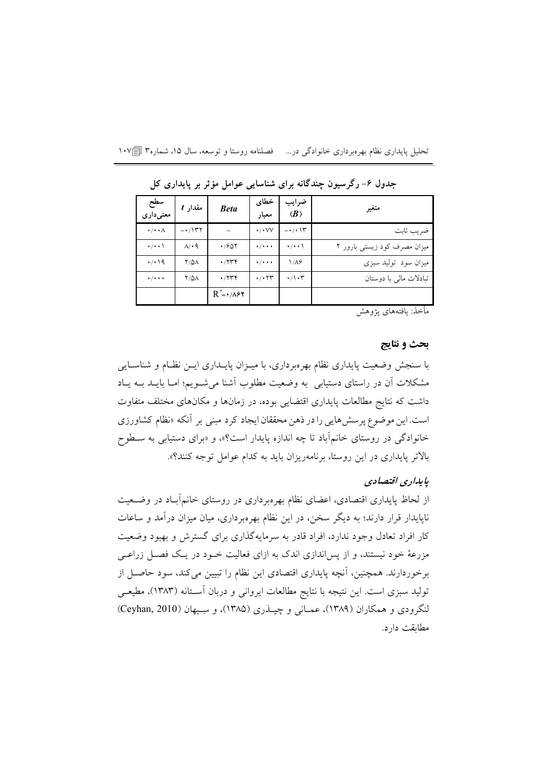جدول ۶- رگرسیون چندگانه برای شناسایی عوامل مؤثر بر پایداری کل

| متغیر | ضرایب (*B*) | خطای معیار | *Beta* | مقدار *t* | سطح معنی‌داری |
|---|---|---|---|---|---|
| ضریب ثابت | ۰/۰۱۳- | ۰/۰۷۷ | – | ۰/۱۳۲- | ۰/۰۰۸ |
| میزان مصرف کود زیستی بارور ۲ | ۰/۰۰۱ | ۰/۰۰۰ | ۰/۶۵۲ | ۸/۰۹ | ۰/۰۰۱ |
| میزان سود تولید سبزی | ۱/۸۶ | ۰/۰۰۰ | ۰/۲۳۴ | ۲/۵۸ | ۰/۰۱۹ |
| تبادلات مالی با دوستان | ۰/۱۰۳ | ۰/۰۲۳ | ۰/۲۳۴ | ۲/۵۸ | ۰/۰۰۰ |
| | | | $R^2$=۰/۸۶۲ | | |

مأخذ: یافته‌های پژوهش

## بحث و نتایج

با سنجش وضعیت پایداری نظام بهره‌برداری، با میزان پایداری این نظام و شناسایی مشکلات آن در راستای دستیابی به وضعیت مطلوب آشنا می‌شویم؛ اما باید به یاد داشت که نتایج مطالعات پایداری اقتضایی بوده، در زمان‌ها و مکان‌های مختلف متفاوت است. این موضوع پرسش‌هایی را در ذهن محققان ایجاد کرد مبنی بر آنکه «نظام کشاورزی خانوادگی در روستای خانم‌آباد تا چه اندازه پایدار است؟»، و «برای دستیابی به سطوح بالاتر پایداری در این روستا، برنامه‌ریزان باید به کدام عوامل توجه کنند؟».

### *پایداری اقتصادی*

از لحاظ پایداری اقتصادی، اعضای نظام بهره‌برداری در روستای خانم‌آباد در وضعیت ناپایدار قرار دارند؛ به دیگر سخن، در این نظام بهره‌برداری، میان میزان درآمد و ساعات کار افراد تعادل وجود ندارد، افراد قادر به سرمایه‌گذاری برای گسترش و بهبود وضعیت مزرعهٔ خود نیستند، و از پس‌اندازی اندک به ازای فعالیت خود در یک فصل زراعی برخوردارند. همچنین، آنچه پایداری اقتصادی این نظام را تبیین می‌کند، سود حاصل از تولید سبزی است. این نتیجه با نتایج مطالعات ایروانی و دربان آستانه (۱۳۸۳)، مطیعی لنگرودی و همکاران (۱۳۸۹)، عمانی و چیذری (۱۳۸۵)، و سیهان (Ceyhan, 2010) مطابقت دارد.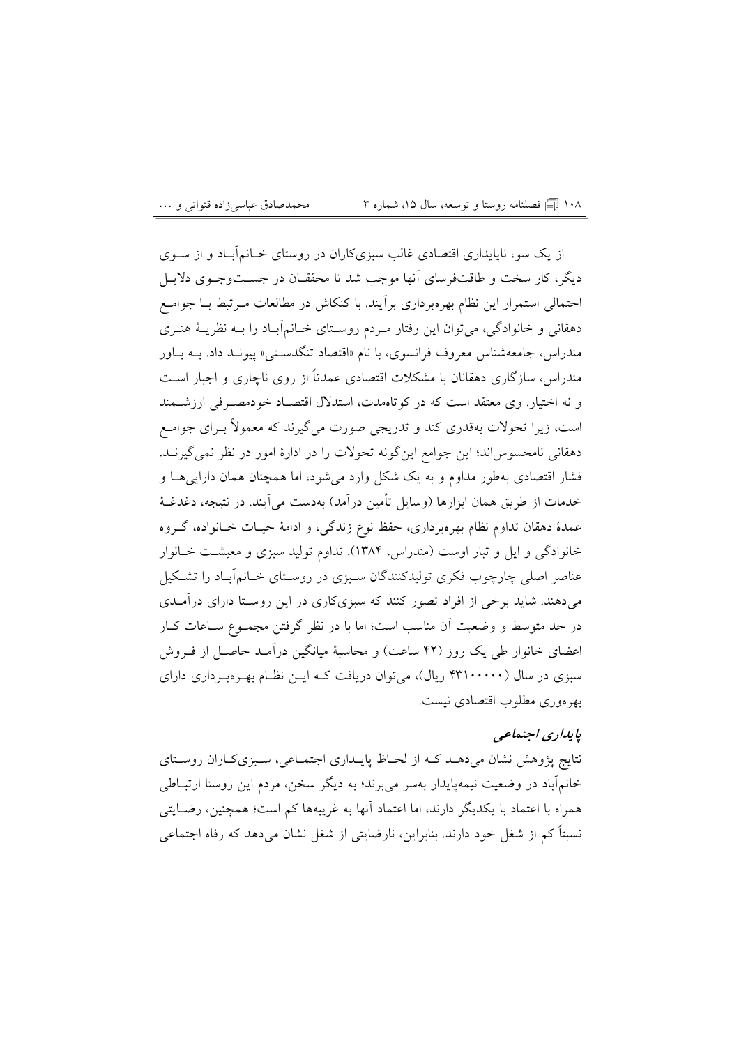از یک سو، ناپایداری اقتصادی غالب سبزی‌کاران در روستای خانم‌آباد و از سوی دیگر، کار سخت و طاقت‌فرسای آنها موجب شد تا محققان در جستجوی دلایل احتمالی استمرار این نظام بهره‌برداری برآیند. با کنکاش در مطالعات مرتبط با جوامع دهقانی و خانوادگی، می‌توان این رفتار مردم روستای خانم‌آباد را به نظریهٔ هنری مندراس، جامعه‌شناس معروف فرانسوی، با نام «اقتصاد تنگدستی» پیوند داد. به باور مندراس، سازگاری دهقانان با مشکلات اقتصادی عمدتاً از روی ناچاری و اجبار است و نه اختیار. وی معتقد است که در کوتاه‌مدت، استدلال اقتصاد خودمصرفی ارزشمند است، زیرا تحولات به‌قدری کند و تدریجی صورت می‌گیرند که معمولاً برای جوامع دهقانی نامحسوس‌اند؛ این جوامع این‌گونه تحولات را در ادارهٔ امور در نظر نمی‌گیرند. فشار اقتصادی به‌طور مداوم و به یک شکل وارد می‌شود، اما همچنان همان دارایی‌ها و خدمات از طریق همان ابزارها (وسایل تأمین درآمد) به‌دست می‌آیند. در نتیجه، دغدغهٔ عمدهٔ دهقان تداوم نظام بهره‌برداری، حفظ نوع زندگی، و ادامهٔ حیات خانواده، گروه خانوادگی و ایل و تبار اوست (مندراس، ۱۳۸۴). تداوم تولید سبزی و معیشت خانوار عناصر اصلی چارچوب فکری تولیدکنندگان سبزی در روستای خانم‌آباد را تشکیل می‌دهند. شاید برخی از افراد تصور کنند که سبزی‌کاری در این روستا دارای درآمدی در حد متوسط و وضعیت آن مناسب است؛ اما با در نظر گرفتن مجموع ساعات کار اعضای خانوار طی یک روز (۴۲ ساعت) و محاسبهٔ میانگین درآمد حاصل از فروش سبزی در سال (۴۳۱۰۰۰۰۰ ریال)، می‌توان دریافت که این نظام بهره‌برداری دارای بهره‌وری مطلوب اقتصادی نیست.

### *پایداری اجتماعی*

نتایج پژوهش نشان می‌دهد که از لحاظ پایداری اجتماعی، سبزی‌کاران روستای خانم‌آباد در وضعیت نیمه‌پایدار به‌سر می‌برند؛ به دیگر سخن، مردم این روستا ارتباطی همراه با اعتماد با یکدیگر دارند، اما اعتماد آنها به غریبه‌ها کم است؛ همچنین، رضایتی نسبتاً کم از شغل خود دارند. بنابراین، نارضایتی از شغل نشان می‌دهد که رفاه اجتماعی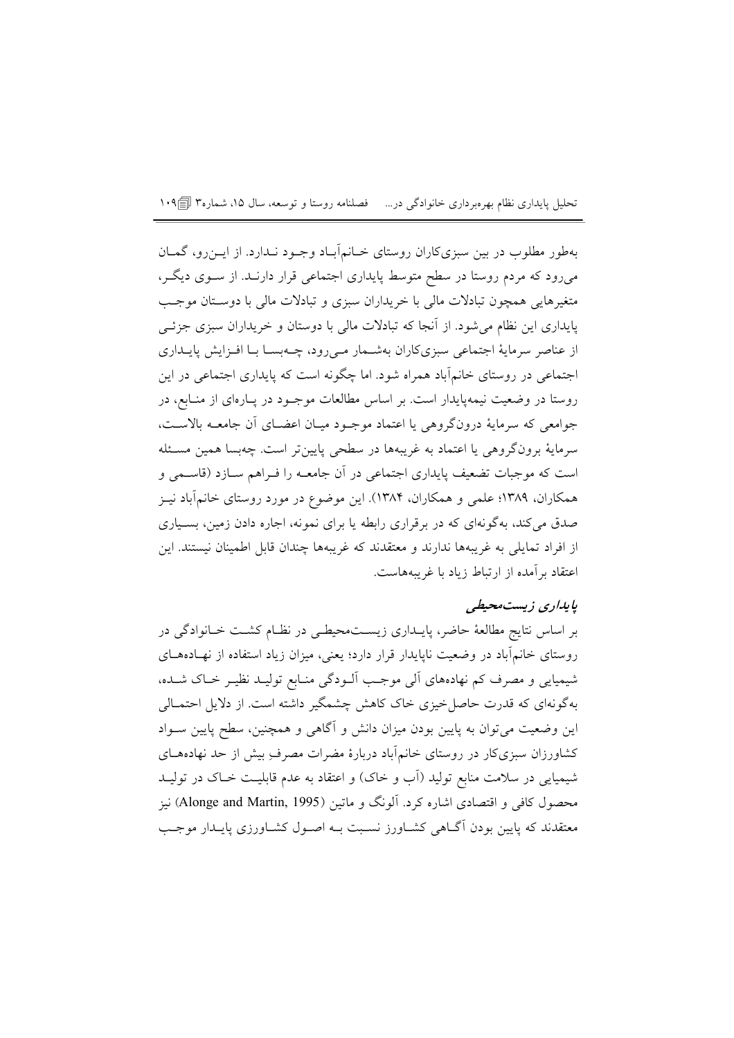به‌طور مطلوب در بین سبزی‌کاران روستای خانم‌آباد وجود ندارد. از این‌رو، گمان می‌رود که مردم روستا در سطح متوسط پایداری اجتماعی قرار دارند. از سوی دیگر، متغیرهایی همچون تبادلات مالی با خریداران سبزی و تبادلات مالی با دوستان موجب پایداری این نظام می‌شود. از آنجا که تبادلات مالی با دوستان و خریداران سبزی جزئی از عناصر سرمایهٔ اجتماعی سبزی‌کاران به‌شمار می‌رود، چه‌بسا با افزایش پایداری اجتماعی در روستای خانم‌آباد همراه شود. اما چگونه است که پایداری اجتماعی در این روستا در وضعیت نیمه‌پایدار است. بر اساس مطالعات موجود در پاره‌ای از منابع، در جوامعی که سرمایهٔ درون‌گروهی یا اعتماد موجود میان اعضای آن جامعه بالاست، سرمایهٔ برون‌گروهی یا اعتماد به غریبه‌ها در سطحی پایین‌تر است. چه‌بسا همین مسئله است که موجبات تضعیف پایداری اجتماعی در آن جامعه را فراهم سازد (قاسمی و همکاران، ۱۳۸۹؛ علمی و همکاران، ۱۳۸۴). این موضوع در مورد روستای خانم‌آباد نیز صدق می‌کند، به‌گونه‌ای که در برقراری رابطه یا برای نمونه، اجاره دادن زمین، بسیاری از افراد تمایلی به غریبه‌ها ندارند و معتقدند که غریبه‌ها چندان قابل اطمینان نیستند. این اعتقاد برآمده از ارتباط زیاد با غریبه‌هاست.

### *پایداری زیست‌محیطی*

بر اساس نتایج مطالعهٔ حاضر، پایداری زیست‌محیطی در نظام کشت خانوادگی در روستای خانم‌آباد در وضعیت ناپایدار قرار دارد؛ یعنی، میزان زیاد استفاده از نهاده‌های شیمیایی و مصرف کم نهاده‌های آلی موجب آلودگی منابع تولید نظیر خاک شده، به‌گونه‌ای که قدرت حاصل‌خیزی خاک کاهش چشمگیر داشته است. از دلایل احتمالی این وضعیت می‌توان به پایین بودن میزان دانش و آگاهی و همچنین، سطح پایین سواد کشاورزان سبزی‌کار در روستای خانم‌آباد دربارهٔ مضرات مصرفِ بیش از حد نهاده‌های شیمیایی در سلامت منابع تولید (آب و خاک) و اعتقاد به عدم قابلیت خاک در تولید محصول کافی و اقتصادی اشاره کرد. آلونگ و ماتین (Alonge and Martin, 1995) نیز معتقدند که پایین بودن آگاهی کشاورز نسبت به اصول کشاورزی پایدار موجب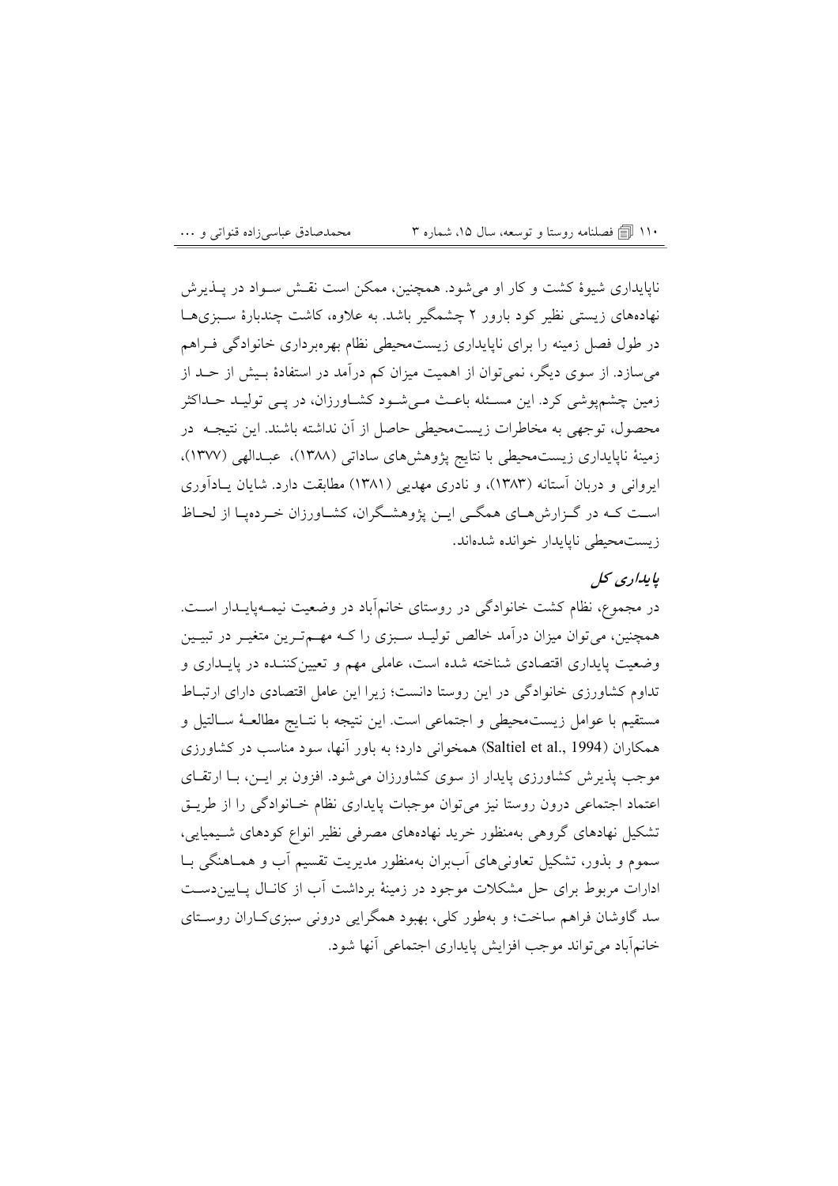ناپایداری شیوهٔ کشت و کار او می‌شود. همچنین، ممکن است نقش سواد در پذیرش نهاده‌های زیستی نظیر کود بارور ۲ چشمگیر باشد. به علاوه، کاشت چندبارهٔ سبزی‌ها در طول فصل زمینه را برای ناپایداری زیست‌محیطی نظام بهره‌برداری خانوادگی فراهم می‌سازد. از سوی دیگر، نمی‌توان از اهمیت میزان کم درآمد در استفادهٔ بیش از حد از زمین چشم‌پوشی کرد. این مسئله باعث می‌شود کشاورزان، در پی تولید حداکثر محصول، توجهی به مخاطرات زیست‌محیطی حاصل از آن نداشته باشند. این نتیجه در زمینهٔ ناپایداری زیست‌محیطی با نتایج پژوهش‌های ساداتی (۱۳۸۸)، عبدالهی (۱۳۷۷)، ایروانی و دربان آستانه (۱۳۸۳)، و نادری مهدیی (۱۳۸۱) مطابقت دارد. شایان یادآوری است که در گزارش‌های همگی این پژوهشگران، کشاورزان خرده‌پا از لحاظ زیست‌محیطی ناپایدار خوانده شده‌اند.

### *پایداری کل*

در مجموع، نظام کشت خانوادگی در روستای خانم‌آباد در وضعیت نیمه‌پایدار است. همچنین، می‌توان میزان درآمد خالص تولید سبزی را که مهم‌ترین متغیر در تبیین وضعیت پایداری اقتصادی شناخته شده است، عاملی مهم و تعیین‌کننده در پایداری و تداوم کشاورزی خانوادگی در این روستا دانست؛ زیرا این عامل اقتصادی دارای ارتباط مستقیم با عوامل زیست‌محیطی و اجتماعی است. این نتیجه با نتایج مطالعهٔ سالتیل و همکاران (Saltiel et al., 1994) همخوانی دارد؛ به باور آنها، سود مناسب در کشاورزی موجب پذیرش کشاورزی پایدار از سوی کشاورزان می‌شود. افزون بر این، با ارتقای اعتماد اجتماعی درون روستا نیز می‌توان موجبات پایداری نظام کشاورزی خانوادگی را از طریق تشکیل نهادهای گروهی به‌منظور خرید نهاده‌های مصرفی نظیر انواع کودهای شیمیایی، سموم و بذور، تشکیل تعاونی‌های آب‌بران به‌منظور مدیریت تقسیم آب و هماهنگی با ادارات مربوط برای حل مشکلات موجود در زمینهٔ برداشت آب از کانال پایین‌دست سد گاوشان فراهم ساخت؛ و به‌طور کلی، بهبود همگرایی درونی سبزی‌کاران روستای خانم‌آباد می‌تواند موجب افزایش پایداری اجتماعی آنها شود.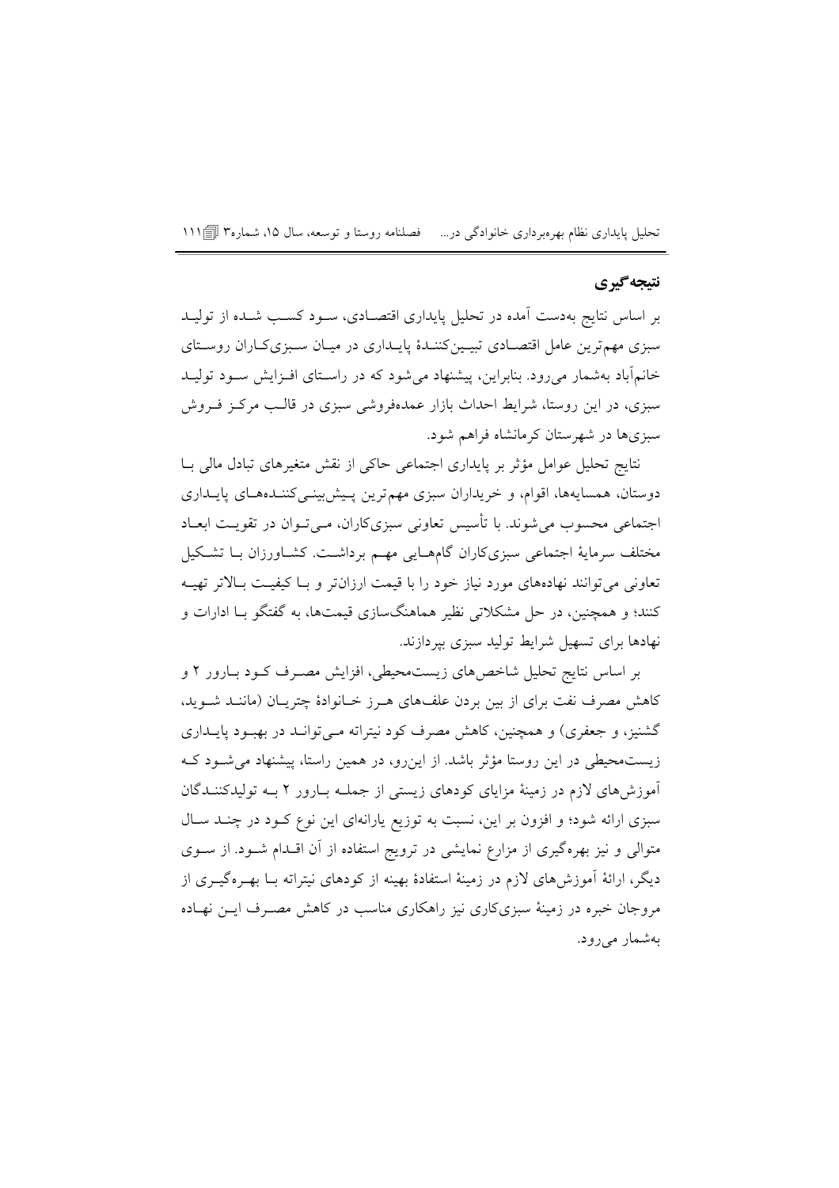## نتیجه‌گیری

بر اساس نتایج به‌دست آمده در تحلیل پایداری اقتصادی، سود کسب شده از تولید سبزی مهم‌ترین عامل اقتصادی تبیین‌کنندهٔ پایداری در میان سبزی‌کاران روستای خانم‌آباد به‌شمار می‌رود. بنابراین، پیشنهاد می‌شود که در راستای افزایش سود تولید سبزی، در این روستا، شرایط احداث بازار عمده‌فروشی سبزی در قالب مرکز فروش سبزی‌ها در شهرستان کرمانشاه فراهم شود.

نتایج تحلیل عوامل مؤثر بر پایداری اجتماعی حاکی از نقش متغیرهای تبادل مالی با دوستان، همسایه‌ها، اقوام، و خریداران سبزی مهم‌ترین پیش‌بینی‌کننده‌های پایداری اجتماعی محسوب می‌شوند. با تأسیس تعاونی سبزی‌کاران، می‌توان در تقویت ابعاد مختلف سرمایهٔ اجتماعی سبزی‌کاران گام‌هایی مهم برداشت. کشاورزان با تشکیل تعاونی می‌توانند نهاده‌های مورد نیاز خود را با قیمت ارزان‌تر و با کیفیت بالاتر تهیه کنند؛ و همچنین، در حل مشکلاتی نظیر هماهنگ‌سازی قیمت‌ها، به گفتگو با ادارات و نهادها برای تسهیل شرایط تولید سبزی بپردازند.

بر اساس نتایج تحلیل شاخص‌های زیست‌محیطی، افزایش مصرف کود بارور ۲ و کاهش مصرف نفت برای از بین بردن علف‌های هرز خانوادهٔ چتریان (مانند شوید، گشنیز، و جعفری) و همچنین، کاهش مصرف کود نیتراته می‌تواند در بهبود پایداری زیست‌محیطی در این روستا مؤثر باشد. از این‌رو، در همین راستا، پیشنهاد می‌شود که آموزش‌های لازم در زمینهٔ مزایای کودهای زیستی از جمله بارور ۲ به تولیدکنندگان سبزی ارائه شود؛ و افزون بر این، نسبت به توزیع یارانه‌ای این نوع کود در چند سال متوالی و نیز بهره‌گیری از مزارع نمایشی در ترویج استفاده از آن اقدام شود. از سوی دیگر، ارائهٔ آموزش‌های لازم در زمینهٔ استفادهٔ بهینه از کودهای نیتراته با بهره‌گیری از مروجان خبره در زمینهٔ سبزی‌کاری نیز راهکاری مناسب در کاهش مصرف این نهاده به‌شمار می‌رود.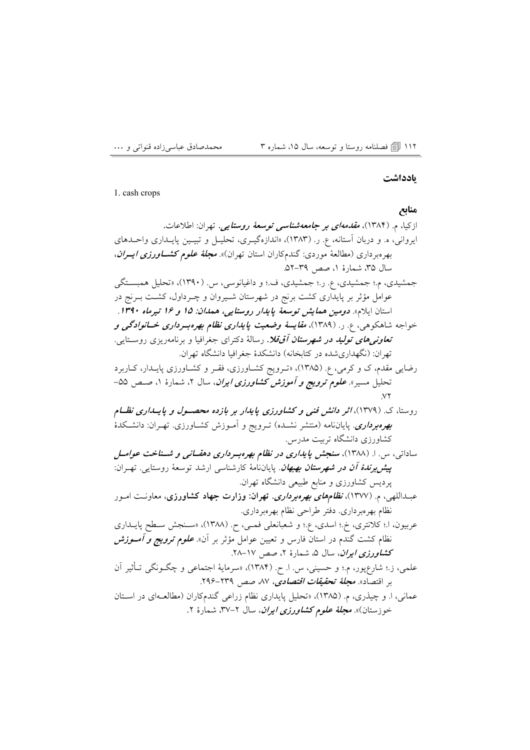## یادداشت

1. cash crops

## منابع

ازکیا، م. (۱۳۸۴)، ***مقدمه‌ای بر جامعه‌شناسی توسعهٔ روستایی***. تهران: اطلاعات.

ایروانی، ه. و دربان آستانه، ع. ر. (۱۳۸۳)، «اندازه‌گیری، تحلیل و تبیین پایداری واحدهای بهره‌برداری (مطالعهٔ موردی: گندم‌کاران استان تهران)». ***مجلهٔ علوم کشاورزی ایران***، سال ۳۵، شمارهٔ ۱، صص ۳۹–۵۲.

جمشیدی، م.؛ جمشیدی، ع. ر.؛ جمشیدی، ف.؛ و داغیانوسی، س. (۱۳۹۰)، «تحلیل همبستگی عوامل مؤثر بر پایداری کشت برنج در شهرستان شیروان و چرداول، کشت برنج در استان ایلام». ***دومین همایش توسعهٔ پایدار روستایی، همدان: ۱۵ و ۱۶ تیرماه ۱۳۹۰***.

خواجه شاهکوهی، ع. ر. (۱۳۸۹)، ***مقایسهٔ وضعیت پایداری نظام بهره‌برداری خانوادگی و تعاونی‌های تولید در شهرستان آق‌قلا***. رسالهٔ دکترای جغرافیا و برنامه‌ریزی روستایی. تهران: (نگهداری‌شده در کتابخانه) دانشکدهٔ جغرافیا دانشگاه تهران.

رضایی مقدم، ک و کرمی، ع. (۱۳۸۵)، «ترویج کشاورزی، فقر و کشاورزی پایدار، کاربرد تحلیل مسیر». ***علوم ترویج و آموزش کشاورزی ایران***، سال ۲، شمارهٔ ۱، صص ۵۵–۷۲.

روستا، ک. (۱۳۷۹)، ***اثر دانش فنی و کشاورزی پایدار بر بازده محصول و پایداری نظام بهره‌برداری***. پایان‌نامه (منتشر نشده) ترویج و آموزش کشاورزی. تهران: دانشکدهٔ کشاورزی دانشگاه تربیت مدرس.

ساداتی، س. ا. (۱۳۸۸)، ***سنجش پایداری در نظام بهره‌برداری دهقانی و شناخت عوامل پیش‌برندهٔ آن در شهرستان بهبهان***. پایان‌نامهٔ کارشناسی ارشد توسعهٔ روستایی. تهران: پردیس کشاورزی و منابع طبیعی دانشگاه تهران.

عبداللهی، م. (۱۳۷۷)، ***نظام‌های بهره‌برداری***. **تهران: وزارت جهاد کشاورزی**، معاونت امور نظام بهره‌برداری. دفتر طراحی نظام بهره‌برداری.

عربیون، ا.؛ کلانتری، خ.؛ اسدی، ع.؛ و شعبانعلی فمی، ح. (۱۳۸۸)، «سنجش سطح پایداری نظام کشت گندم در استان فارس و تعیین عوامل مؤثر بر آن». ***علوم ترویج و آموزش کشاورزی ایران***، سال ۵، شمارهٔ ۲، صص ۱۷–۲۸.

علمی، ز.؛ شارع‌پور، م.؛ و حسینی، س. ا. ح. (۱۳۸۴)، «سرمایهٔ اجتماعی و چگونگی تأثیر آن بر اقتصاد». ***مجلهٔ تحقیقات اقتصادی***، ۸۷، صص ۲۳۹–۲۹۶.

عمانی، ا. و چیذری، م. (۱۳۸۵)، «تحلیل پایداری نظام زراعی گندم‌کاران (مطالعه‌ای در استان خوزستان)». ***مجلهٔ علوم کشاورزی ایران***، سال ۲–۳۷، شمارهٔ ۲.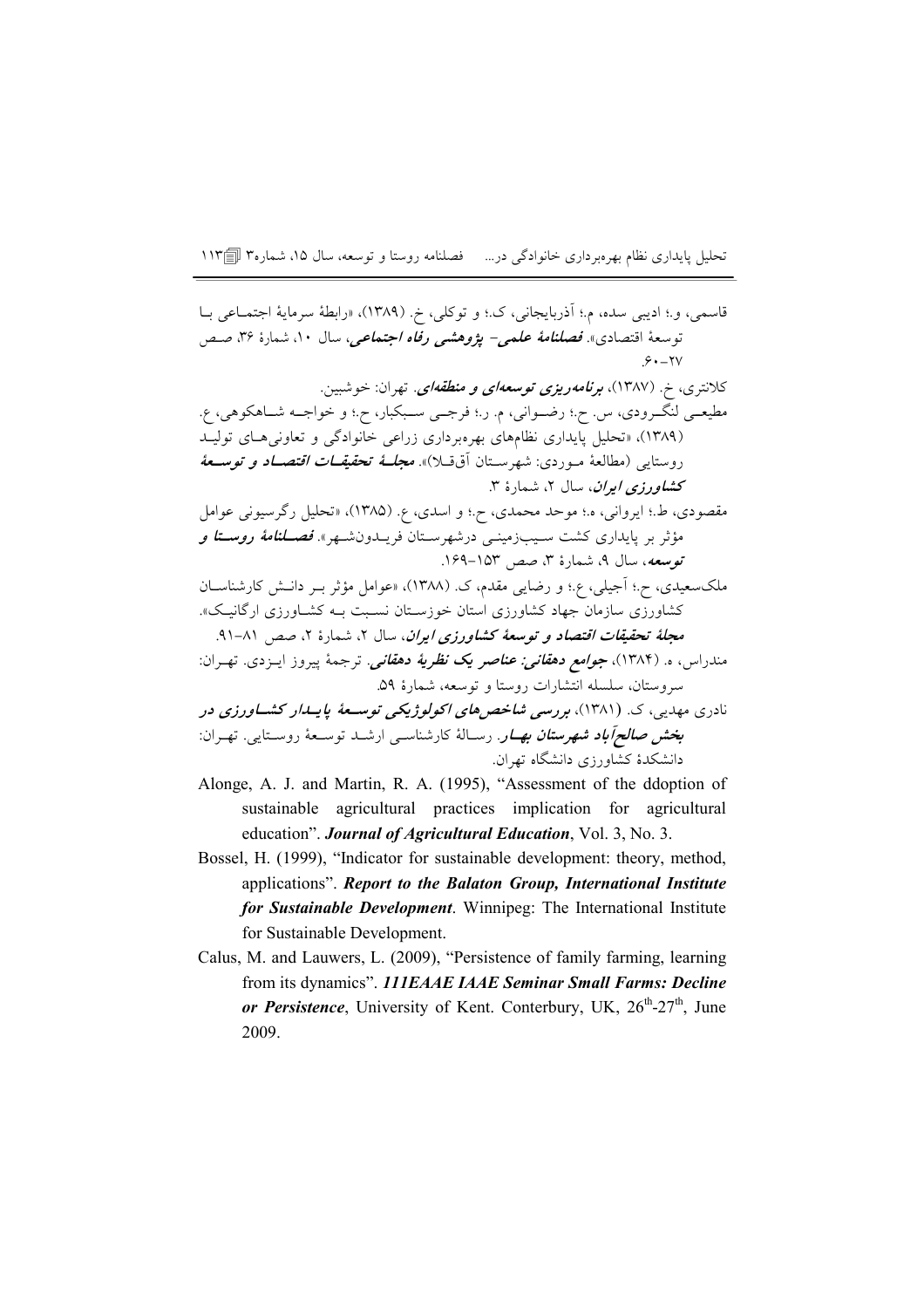قاسمی، و.؛ ادیبی سده، م.؛ آذربایجانی، ک.؛ و توکلی، خ. (۱۳۸۹)، «رابطهٔ سرمایهٔ اجتماعی با توسعهٔ اقتصادی». ***فصلنامهٔ علمی- پژوهشی رفاه اجتماعی***، سال ۱۰، شمارهٔ ۳۶، صص ۶۰-۲۷.

کلانتری، خ. (۱۳۸۷)، ***برنامه‌ریزی توسعه‌ای و منطقه‌ای***. تهران: خوشبین.

مطیعی لنگرودی، س. ح.؛ رضوانی، م. ر.؛ فرجی سبکبار، ح.؛ و خواجه شاهکوهی، ع. (۱۳۸۹)، «تحلیل پایداری نظام‌های بهره‌برداری زراعی خانوادگی و تعاونی‌های تولید روستایی (مطالعهٔ موردی: شهرستان آق‌قلا)». ***مجلهٔ تحقیقات اقتصاد و توسعهٔ کشاورزی ایران***، سال ۲، شمارهٔ ۳.

مقصودی، ط.؛ ایروانی، ه.؛ موحد محمدی، ح.؛ و اسدی، ع. (۱۳۸۵)، «تحلیل رگرسیونی عوامل مؤثر بر پایداری کشت سیب‌زمینی درشهرستان فریدون‌شهر». ***فصلنامهٔ روستا و توسعه***، سال ۹، شمارهٔ ۳، صص ۱۵۳-۱۶۹.

ملک‌سعیدی، ح.؛ آجیلی، ع.؛ و رضایی مقدم، ک. (۱۳۸۸)، «عوامل مؤثر بر دانش کارشناسان کشاورزی سازمان جهاد کشاورزی استان خوزستان نسبت به کشاورزی ارگانیک». ***مجلهٔ تحقیقات اقتصاد و توسعهٔ کشاورزی ایران***، سال ۲، شمارهٔ ۲، صص ۸۱-۹۱.

مندراس، ه. (۱۳۸۴)، ***جوامع دهقانی: عناصر یک نظریهٔ دهقانی***. ترجمهٔ پیروز ایزدی. تهران: سروستان، سلسله انتشارات روستا و توسعه، شمارهٔ ۵۹.

نادری مهدیی، ک. (۱۳۸۱)، ***بررسی شاخص‌های اکولوژیکی توسعهٔ پایدار کشاورزی در بخش صالح‌آباد شهرستان بهار***. رسالهٔ کارشناسی ارشد توسعهٔ روستایی. تهران: دانشکدهٔ کشاورزی دانشگاه تهران.

Alonge, A. J. and Martin, R. A. (1995), "Assessment of the ddoption of sustainable agricultural practices implication for agricultural education". ***Journal of Agricultural Education***, Vol. 3, No. 3.

Bossel, H. (1999), "Indicator for sustainable development: theory, method, applications". ***Report to the Balaton Group, International Institute for Sustainable Development***. Winnipeg: The International Institute for Sustainable Development.

Calus, M. and Lauwers, L. (2009), "Persistence of family farming, learning from its dynamics". ***111EAAE IAAE Seminar Small Farms: Decline or Persistence***, University of Kent. Conterbury, UK, 26th-27th, June 2009.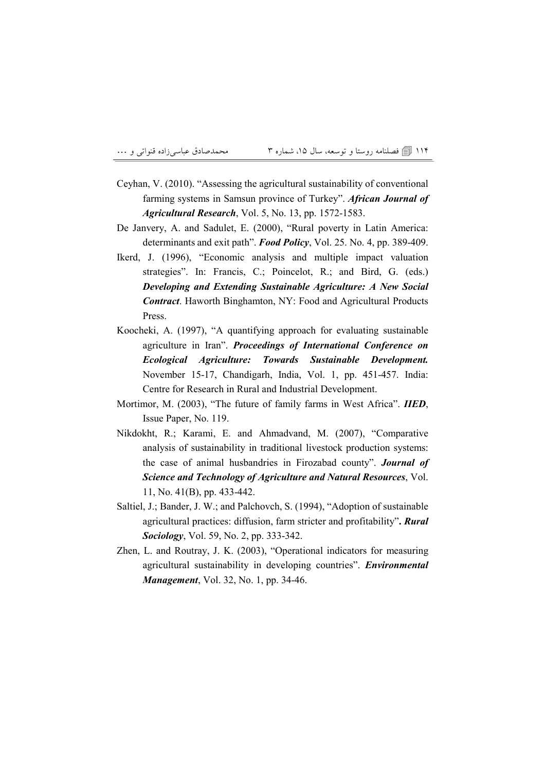Ceyhan, V. (2010). "Assessing the agricultural sustainability of conventional farming systems in Samsun province of Turkey". ***African Journal of Agricultural Research***, Vol. 5, No. 13, pp. 1572-1583.

De Janvery, A. and Sadulet, E. (2000), "Rural poverty in Latin America: determinants and exit path". ***Food Policy***, Vol. 25. No. 4, pp. 389-409.

Ikerd, J. (1996), "Economic analysis and multiple impact valuation strategies". In: Francis, C.; Poincelot, R.; and Bird, G. (eds.) ***Developing and Extending Sustainable Agriculture: A New Social Contract***. Haworth Binghamton, NY: Food and Agricultural Products Press.

Koocheki, A. (1997), "A quantifying approach for evaluating sustainable agriculture in Iran". ***Proceedings of International Conference on Ecological Agriculture: Towards Sustainable Development.*** November 15-17, Chandigarh, India, Vol. 1, pp. 451-457. India: Centre for Research in Rural and Industrial Development.

Mortimor, M. (2003), "The future of family farms in West Africa". ***IIED***, Issue Paper, No. 119.

Nikdokht, R.; Karami, E. and Ahmadvand, M. (2007), "Comparative analysis of sustainability in traditional livestock production systems: the case of animal husbandries in Firozabad county". ***Journal of Science and Technology of Agriculture and Natural Resources***, Vol. 11, No. 41(B), pp. 433-442.

Saltiel, J.; Bander, J. W.; and Palchovch, S. (1994), "Adoption of sustainable agricultural practices: diffusion, farm stricter and profitability"**.** ***Rural Sociology***, Vol. 59, No. 2, pp. 333-342.

Zhen, L. and Routray, J. K. (2003), "Operational indicators for measuring agricultural sustainability in developing countries". ***Environmental Management***, Vol. 32, No. 1, pp. 34-46.